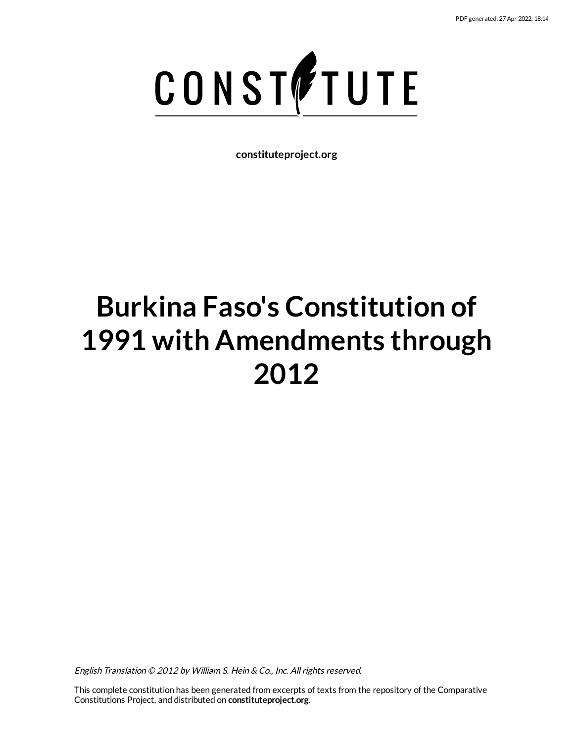# Burkina Faso's Constitution of 1991 with Amendments through 2012

constituteproject.org

*English Translation © 2012 by William S. Hein & Co., Inc. All rights reserved.*

This complete constitution has been generated from excerpts of texts from the repository of the Comparative Constitutions Project, and distributed on **constituteproject.org**.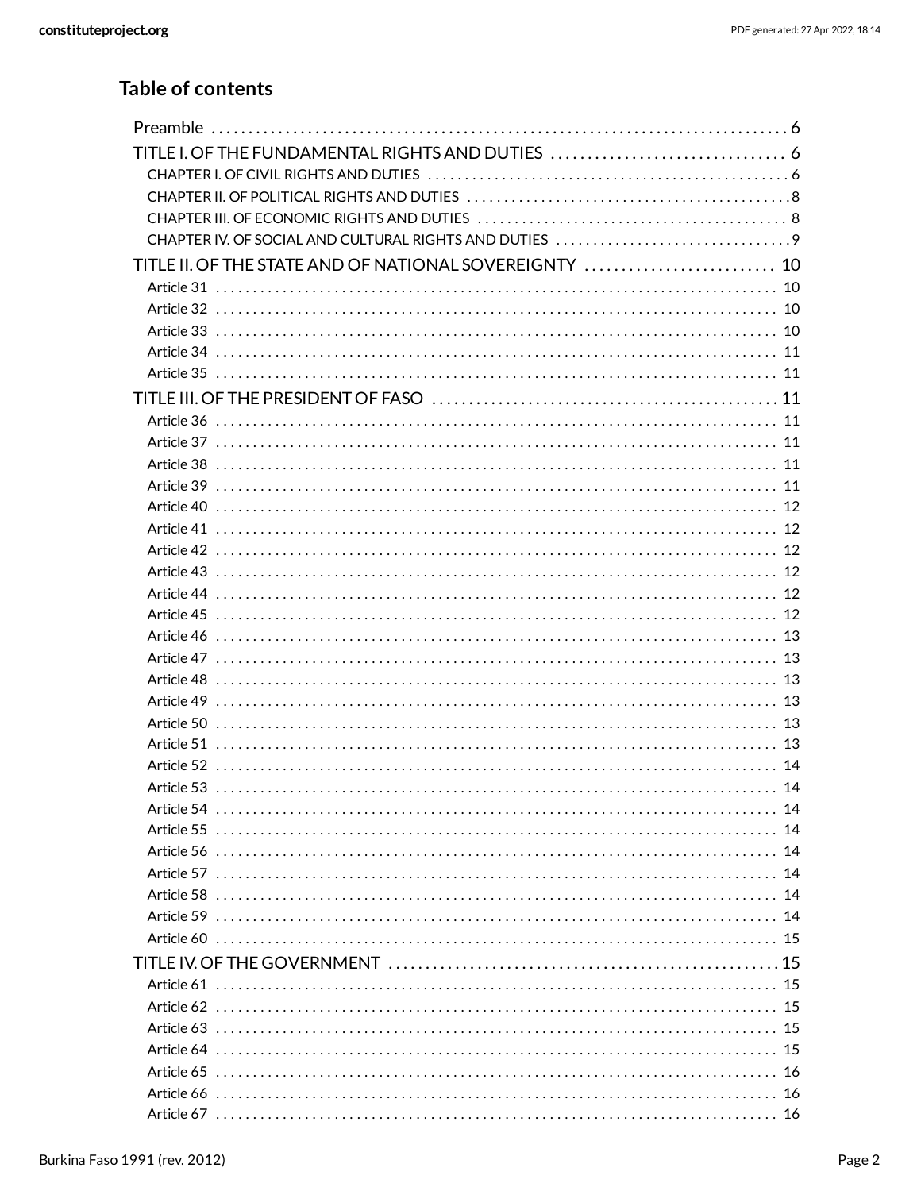## Table of contents

- Preamble . . . 6
- TITLE I. OF THE FUNDAMENTAL RIGHTS AND DUTIES . . . 6
  - CHAPTER I. OF CIVIL RIGHTS AND DUTIES . . . 6
  - CHAPTER II. OF POLITICAL RIGHTS AND DUTIES . . . 8
  - CHAPTER III. OF ECONOMIC RIGHTS AND DUTIES . . . 8
  - CHAPTER IV. OF SOCIAL AND CULTURAL RIGHTS AND DUTIES . . . 9
- TITLE II. OF THE STATE AND OF NATIONAL SOVEREIGNTY . . . 10
  - Article 31 . . . 10
  - Article 32 . . . 10
  - Article 33 . . . 10
  - Article 34 . . . 11
  - Article 35 . . . 11
- TITLE III. OF THE PRESIDENT OF FASO . . . 11
  - Article 36 . . . 11
  - Article 37 . . . 11
  - Article 38 . . . 11
  - Article 39 . . . 11
  - Article 40 . . . 12
  - Article 41 . . . 12
  - Article 42 . . . 12
  - Article 43 . . . 12
  - Article 44 . . . 12
  - Article 45 . . . 12
  - Article 46 . . . 13
  - Article 47 . . . 13
  - Article 48 . . . 13
  - Article 49 . . . 13
  - Article 50 . . . 13
  - Article 51 . . . 13
  - Article 52 . . . 14
  - Article 53 . . . 14
  - Article 54 . . . 14
  - Article 55 . . . 14
  - Article 56 . . . 14
  - Article 57 . . . 14
  - Article 58 . . . 14
  - Article 59 . . . 14
  - Article 60 . . . 15
- TITLE IV. OF THE GOVERNMENT . . . 15
  - Article 61 . . . 15
  - Article 62 . . . 15
  - Article 63 . . . 15
  - Article 64 . . . 15
  - Article 65 . . . 16
  - Article 66 . . . 16
  - Article 67 . . . 16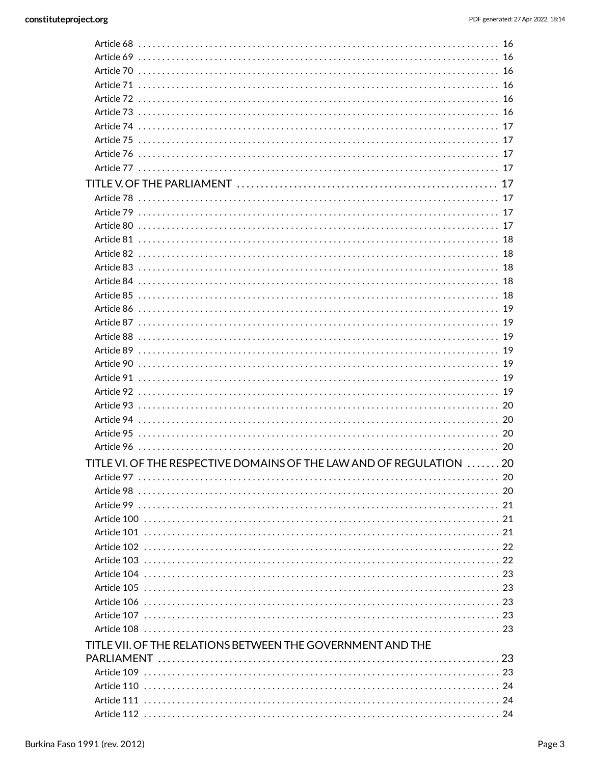- Article 68 ... 16
- Article 69 ... 16
- Article 70 ... 16
- Article 71 ... 16
- Article 72 ... 16
- Article 73 ... 16
- Article 74 ... 17
- Article 75 ... 17
- Article 76 ... 17
- Article 77 ... 17

TITLE V. OF THE PARLIAMENT ... 17

- Article 78 ... 17
- Article 79 ... 17
- Article 80 ... 17
- Article 81 ... 18
- Article 82 ... 18
- Article 83 ... 18
- Article 84 ... 18
- Article 85 ... 18
- Article 86 ... 19
- Article 87 ... 19
- Article 88 ... 19
- Article 89 ... 19
- Article 90 ... 19
- Article 91 ... 19
- Article 92 ... 19
- Article 93 ... 20
- Article 94 ... 20
- Article 95 ... 20
- Article 96 ... 20

TITLE VI. OF THE RESPECTIVE DOMAINS OF THE LAW AND OF REGULATION ... 20

- Article 97 ... 20
- Article 98 ... 20
- Article 99 ... 21
- Article 100 ... 21
- Article 101 ... 21
- Article 102 ... 22
- Article 103 ... 22
- Article 104 ... 23
- Article 105 ... 23
- Article 106 ... 23
- Article 107 ... 23
- Article 108 ... 23

TITLE VII. OF THE RELATIONS BETWEEN THE GOVERNMENT AND THE PARLIAMENT ... 23

- Article 109 ... 23
- Article 110 ... 24
- Article 111 ... 24
- Article 112 ... 24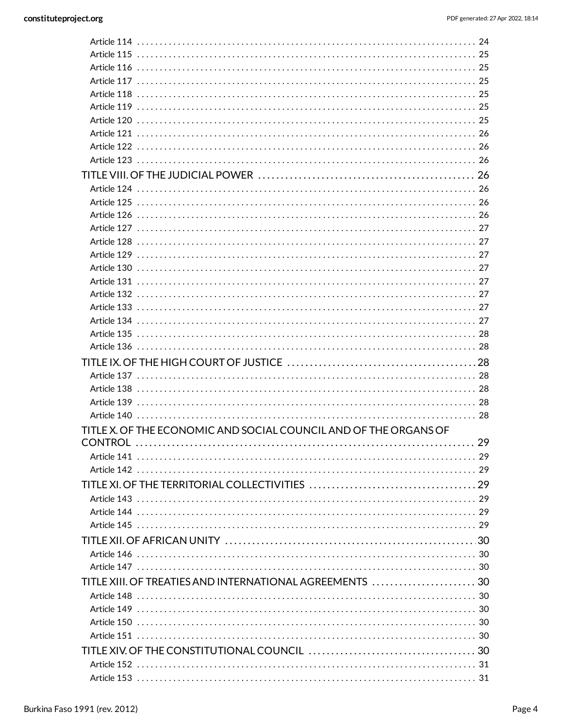- Article 114 . . . . . . . . . . 24
- Article 115 . . . . . . . . . . 25
- Article 116 . . . . . . . . . . 25
- Article 117 . . . . . . . . . . 25
- Article 118 . . . . . . . . . . 25
- Article 119 . . . . . . . . . . 25
- Article 120 . . . . . . . . . . 25
- Article 121 . . . . . . . . . . 26
- Article 122 . . . . . . . . . . 26
- Article 123 . . . . . . . . . . 26

TITLE VIII. OF THE JUDICIAL POWER . . . . . . . . . . 26

- Article 124 . . . . . . . . . . 26
- Article 125 . . . . . . . . . . 26
- Article 126 . . . . . . . . . . 26
- Article 127 . . . . . . . . . . 27
- Article 128 . . . . . . . . . . 27
- Article 129 . . . . . . . . . . 27
- Article 130 . . . . . . . . . . 27
- Article 131 . . . . . . . . . . 27
- Article 132 . . . . . . . . . . 27
- Article 133 . . . . . . . . . . 27
- Article 134 . . . . . . . . . . 27
- Article 135 . . . . . . . . . . 28
- Article 136 . . . . . . . . . . 28

TITLE IX. OF THE HIGH COURT OF JUSTICE . . . . . . . . . . 28

- Article 137 . . . . . . . . . . 28
- Article 138 . . . . . . . . . . 28
- Article 139 . . . . . . . . . . 28
- Article 140 . . . . . . . . . . 28

TITLE X. OF THE ECONOMIC AND SOCIAL COUNCIL AND OF THE ORGANS OF CONTROL . . . . . . . . . . 29

- Article 141 . . . . . . . . . . 29
- Article 142 . . . . . . . . . . 29

TITLE XI. OF THE TERRITORIAL COLLECTIVITIES . . . . . . . . . . 29

- Article 143 . . . . . . . . . . 29
- Article 144 . . . . . . . . . . 29
- Article 145 . . . . . . . . . . 29

TITLE XII. OF AFRICAN UNITY . . . . . . . . . . 30

- Article 146 . . . . . . . . . . 30
- Article 147 . . . . . . . . . . 30

TITLE XIII. OF TREATIES AND INTERNATIONAL AGREEMENTS . . . . . . . . . . 30

- Article 148 . . . . . . . . . . 30
- Article 149 . . . . . . . . . . 30
- Article 150 . . . . . . . . . . 30
- Article 151 . . . . . . . . . . 30

TITLE XIV. OF THE CONSTITUTIONAL COUNCIL . . . . . . . . . . 30

- Article 152 . . . . . . . . . . 31
- Article 153 . . . . . . . . . . 31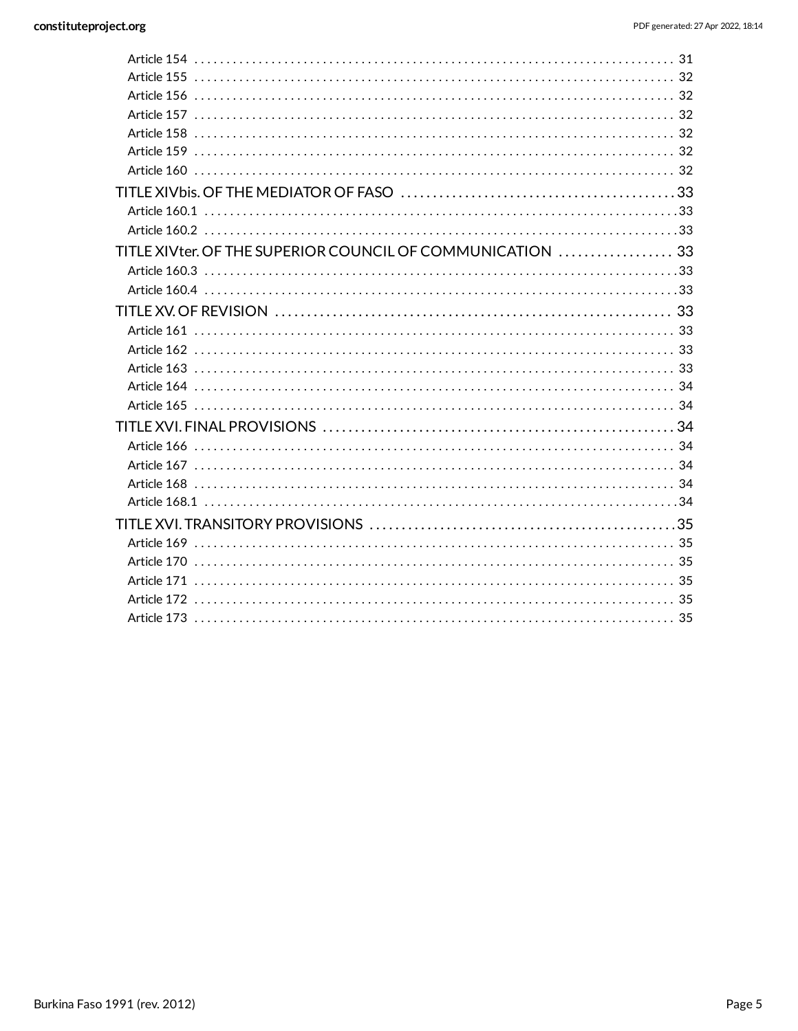- Article 154 ..... 31
- Article 155 ..... 32
- Article 156 ..... 32
- Article 157 ..... 32
- Article 158 ..... 32
- Article 159 ..... 32
- Article 160 ..... 32

TITLE XIVbis. OF THE MEDIATOR OF FASO ..... 33

- Article 160.1 ..... 33
- Article 160.2 ..... 33

TITLE XIVter. OF THE SUPERIOR COUNCIL OF COMMUNICATION ..... 33

- Article 160.3 ..... 33
- Article 160.4 ..... 33

TITLE XV. OF REVISION ..... 33

- Article 161 ..... 33
- Article 162 ..... 33
- Article 163 ..... 33
- Article 164 ..... 34
- Article 165 ..... 34

TITLE XVI. FINAL PROVISIONS ..... 34

- Article 166 ..... 34
- Article 167 ..... 34
- Article 168 ..... 34
- Article 168.1 ..... 34

TITLE XVI. TRANSITORY PROVISIONS ..... 35

- Article 169 ..... 35
- Article 170 ..... 35
- Article 171 ..... 35
- Article 172 ..... 35
- Article 173 ..... 35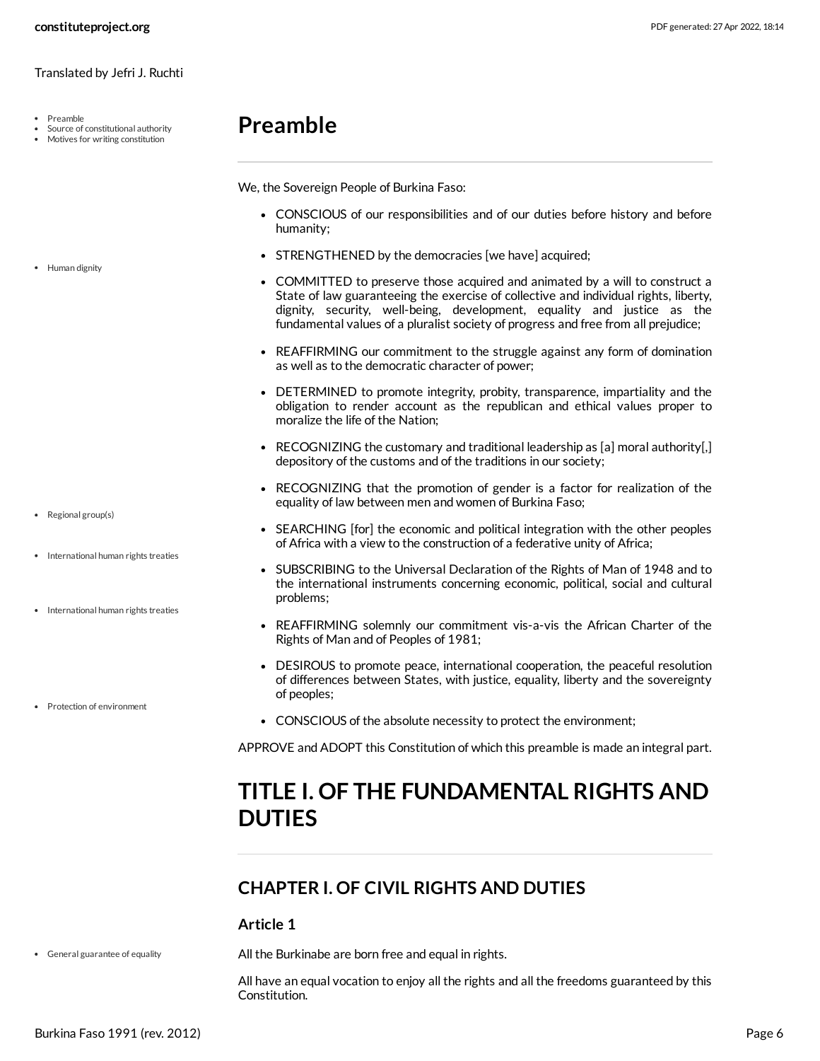Translated by Jefri J. Ruchti

# Preamble

We, the Sovereign People of Burkina Faso:

- CONSCIOUS of our responsibilities and of our duties before history and before humanity;
- STRENGTHENED by the democracies [we have] acquired;
- COMMITTED to preserve those acquired and animated by a will to construct a State of law guaranteeing the exercise of collective and individual rights, liberty, dignity, security, well-being, development, equality and justice as the fundamental values of a pluralist society of progress and free from all prejudice;
- REAFFIRMING our commitment to the struggle against any form of domination as well as to the democratic character of power;
- DETERMINED to promote integrity, probity, transparence, impartiality and the obligation to render account as the republican and ethical values proper to moralize the life of the Nation;
- RECOGNIZING the customary and traditional leadership as [a] moral authority[,] depository of the customs and of the traditions in our society;
- RECOGNIZING that the promotion of gender is a factor for realization of the equality of law between men and women of Burkina Faso;
- SEARCHING [for] the economic and political integration with the other peoples of Africa with a view to the construction of a federative unity of Africa;
- SUBSCRIBING to the Universal Declaration of the Rights of Man of 1948 and to the international instruments concerning economic, political, social and cultural problems;
- REAFFIRMING solemnly our commitment vis-a-vis the African Charter of the Rights of Man and of Peoples of 1981;
- DESIROUS to promote peace, international cooperation, the peaceful resolution of differences between States, with justice, equality, liberty and the sovereignty of peoples;
- CONSCIOUS of the absolute necessity to protect the environment;

APPROVE and ADOPT this Constitution of which this preamble is made an integral part.

# TITLE I. OF THE FUNDAMENTAL RIGHTS AND DUTIES

## CHAPTER I. OF CIVIL RIGHTS AND DUTIES

### Article 1

All the Burkinabe are born free and equal in rights.

All have an equal vocation to enjoy all the rights and all the freedoms guaranteed by this Constitution.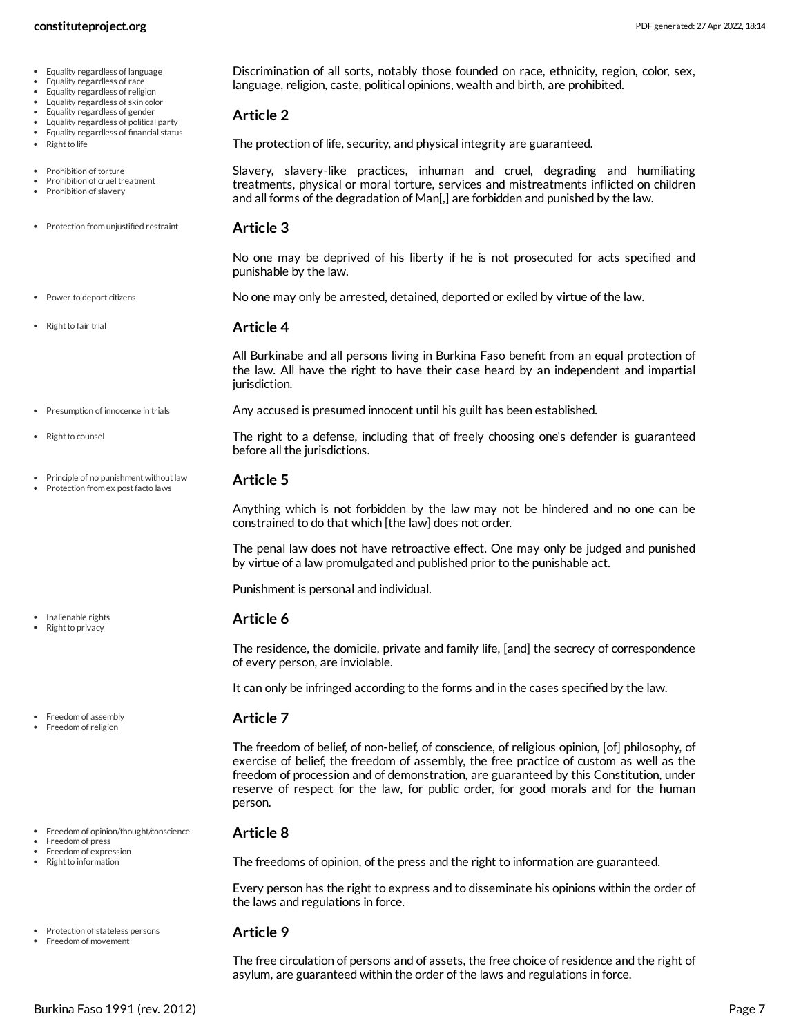- Equality regardless of language
- Equality regardless of race
- Equality regardless of religion
- Equality regardless of skin color
- Equality regardless of gender
- Equality regardless of political party
- Equality regardless of financial status

Discrimination of all sorts, notably those founded on race, ethnicity, region, color, sex, language, religion, caste, political opinions, wealth and birth, are prohibited.

### Article 2

- Right to life

The protection of life, security, and physical integrity are guaranteed.

- Prohibition of torture
- Prohibition of cruel treatment
- Prohibition of slavery

Slavery, slavery-like practices, inhuman and cruel, degrading and humiliating treatments, physical or moral torture, services and mistreatments inflicted on children and all forms of the degradation of Man[,] are forbidden and punished by the law.

### Article 3

- Protection from unjustified restraint

No one may be deprived of his liberty if he is not prosecuted for acts specified and punishable by the law.

- Power to deport citizens

No one may only be arrested, detained, deported or exiled by virtue of the law.

### Article 4

- Right to fair trial

All Burkinabe and all persons living in Burkina Faso benefit from an equal protection of the law. All have the right to have their case heard by an independent and impartial jurisdiction.

- Presumption of innocence in trials

Any accused is presumed innocent until his guilt has been established.

- Right to counsel

The right to a defense, including that of freely choosing one's defender is guaranteed before all the jurisdictions.

### Article 5

- Principle of no punishment without law
- Protection from ex post facto laws

Anything which is not forbidden by the law may not be hindered and no one can be constrained to do that which [the law] does not order.

The penal law does not have retroactive effect. One may only be judged and punished by virtue of a law promulgated and published prior to the punishable act.

Punishment is personal and individual.

### Article 6

- Inalienable rights
- Right to privacy

The residence, the domicile, private and family life, [and] the secrecy of correspondence of every person, are inviolable.

It can only be infringed according to the forms and in the cases specified by the law.

### Article 7

- Freedom of assembly
- Freedom of religion

The freedom of belief, of non-belief, of conscience, of religious opinion, [of] philosophy, of exercise of belief, the freedom of assembly, the free practice of custom as well as the freedom of procession and of demonstration, are guaranteed by this Constitution, under reserve of respect for the law, for public order, for good morals and for the human person.

### Article 8

- Freedom of opinion/thought/conscience
- Freedom of press
- Freedom of expression
- Right to information

The freedoms of opinion, of the press and the right to information are guaranteed.

Every person has the right to express and to disseminate his opinions within the order of the laws and regulations in force.

### Article 9

- Protection of stateless persons
- Freedom of movement

The free circulation of persons and of assets, the free choice of residence and the right of asylum, are guaranteed within the order of the laws and regulations in force.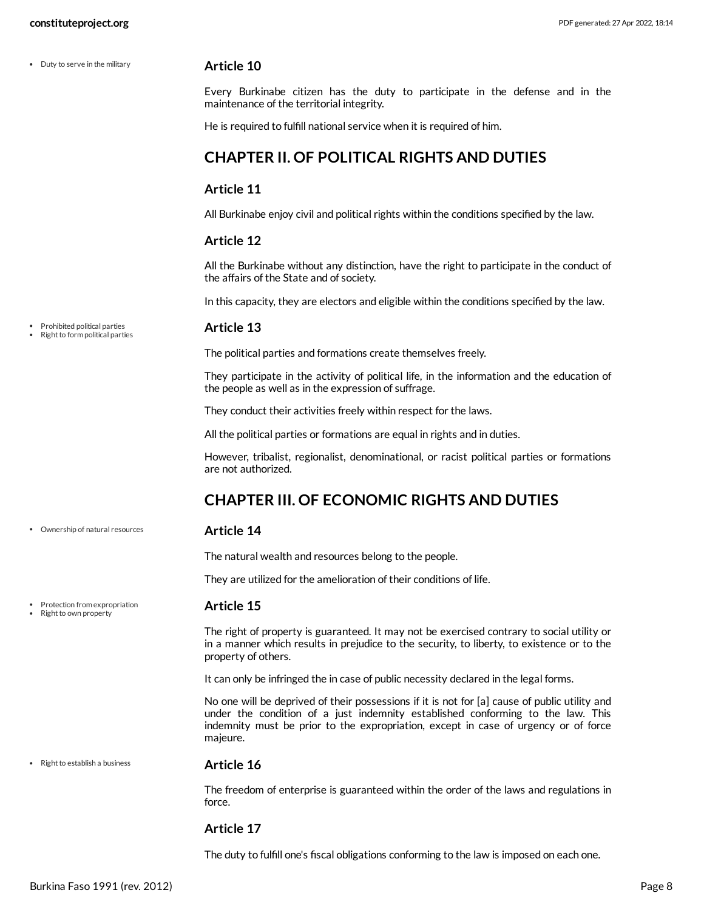- Duty to serve in the military

### Article 10

Every Burkinabe citizen has the duty to participate in the defense and in the maintenance of the territorial integrity.

He is required to fulfill national service when it is required of him.

## CHAPTER II. OF POLITICAL RIGHTS AND DUTIES

### Article 11

All Burkinabe enjoy civil and political rights within the conditions specified by the law.

### Article 12

All the Burkinabe without any distinction, have the right to participate in the conduct of the affairs of the State and of society.

In this capacity, they are electors and eligible within the conditions specified by the law.

- Prohibited political parties
- Right to form political parties

### Article 13

The political parties and formations create themselves freely.

They participate in the activity of political life, in the information and the education of the people as well as in the expression of suffrage.

They conduct their activities freely within respect for the laws.

All the political parties or formations are equal in rights and in duties.

However, tribalist, regionalist, denominational, or racist political parties or formations are not authorized.

## CHAPTER III. OF ECONOMIC RIGHTS AND DUTIES

- Ownership of natural resources

### Article 14

The natural wealth and resources belong to the people.

They are utilized for the amelioration of their conditions of life.

- Protection from expropriation
- Right to own property

### Article 15

The right of property is guaranteed. It may not be exercised contrary to social utility or in a manner which results in prejudice to the security, to liberty, to existence or to the property of others.

It can only be infringed the in case of public necessity declared in the legal forms.

No one will be deprived of their possessions if it is not for [a] cause of public utility and under the condition of a just indemnity established conforming to the law. This indemnity must be prior to the expropriation, except in case of urgency or of force majeure.

- Right to establish a business

### Article 16

The freedom of enterprise is guaranteed within the order of the laws and regulations in force.

### Article 17

The duty to fulfill one's fiscal obligations conforming to the law is imposed on each one.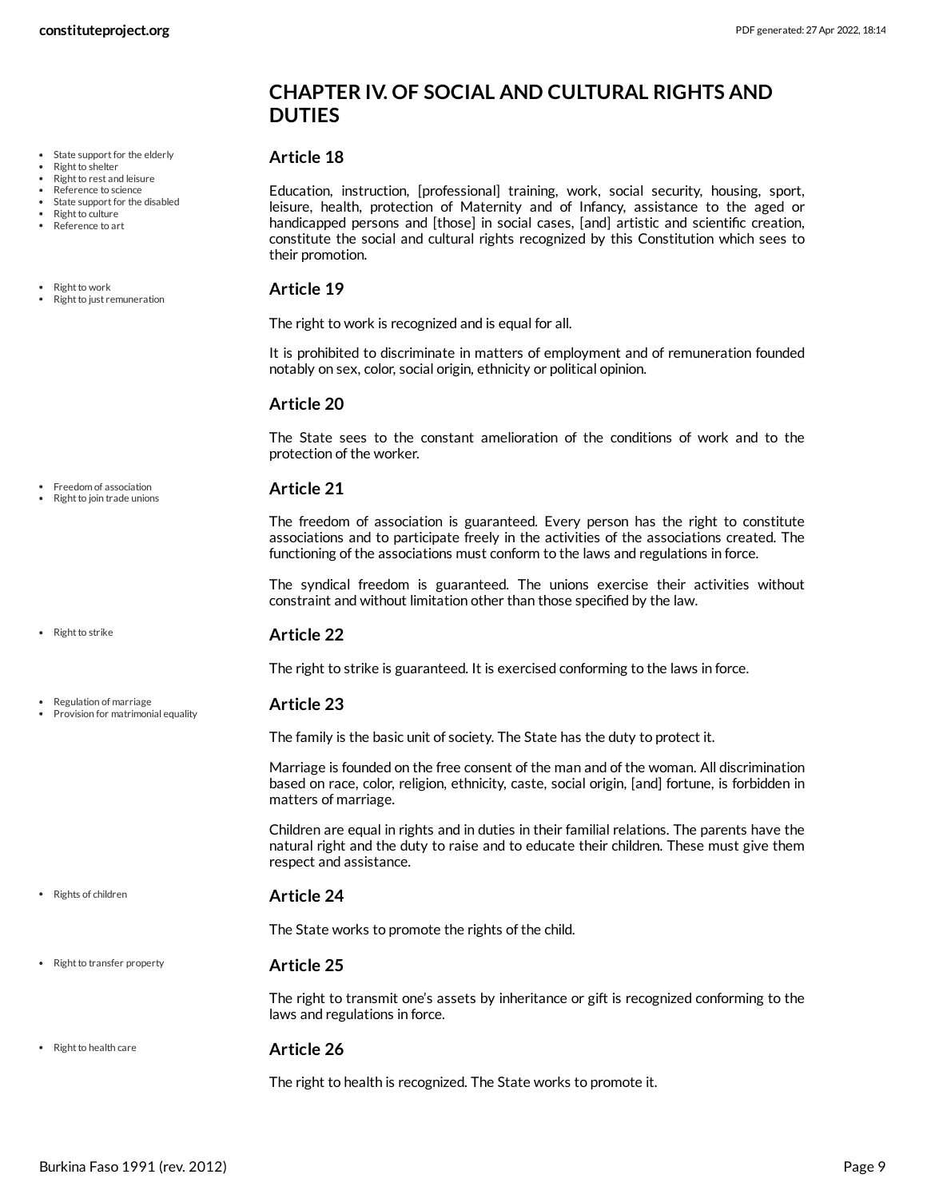## CHAPTER IV. OF SOCIAL AND CULTURAL RIGHTS AND DUTIES

- State support for the elderly
- Right to shelter
- Right to rest and leisure
- Reference to science
- State support for the disabled
- Right to culture
- Reference to art

### Article 18

Education, instruction, [professional] training, work, social security, housing, sport, leisure, health, protection of Maternity and of Infancy, assistance to the aged or handicapped persons and [those] in social cases, [and] artistic and scientific creation, constitute the social and cultural rights recognized by this Constitution which sees to their promotion.

- Right to work
- Right to just remuneration

### Article 19

The right to work is recognized and is equal for all.

It is prohibited to discriminate in matters of employment and of remuneration founded notably on sex, color, social origin, ethnicity or political opinion.

### Article 20

The State sees to the constant amelioration of the conditions of work and to the protection of the worker.

- Freedom of association
- Right to join trade unions

### Article 21

The freedom of association is guaranteed. Every person has the right to constitute associations and to participate freely in the activities of the associations created. The functioning of the associations must conform to the laws and regulations in force.

The syndical freedom is guaranteed. The unions exercise their activities without constraint and without limitation other than those specified by the law.

- Right to strike

### Article 22

The right to strike is guaranteed. It is exercised conforming to the laws in force.

- Regulation of marriage
- Provision for matrimonial equality

### Article 23

The family is the basic unit of society. The State has the duty to protect it.

Marriage is founded on the free consent of the man and of the woman. All discrimination based on race, color, religion, ethnicity, caste, social origin, [and] fortune, is forbidden in matters of marriage.

Children are equal in rights and in duties in their familial relations. The parents have the natural right and the duty to raise and to educate their children. These must give them respect and assistance.

- Rights of children

### Article 24

The State works to promote the rights of the child.

- Right to transfer property

### Article 25

The right to transmit one's assets by inheritance or gift is recognized conforming to the laws and regulations in force.

- Right to health care

### Article 26

The right to health is recognized. The State works to promote it.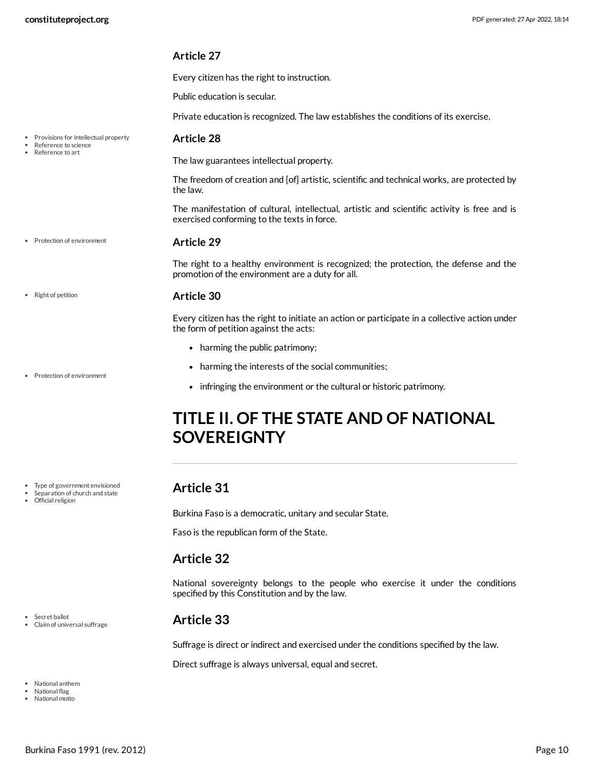### Article 27

Every citizen has the right to instruction.

Public education is secular.

Private education is recognized. The law establishes the conditions of its exercise.

- Provisions for intellectual property
- Reference to science
- Reference to art

### Article 28

The law guarantees intellectual property.

The freedom of creation and [of] artistic, scientific and technical works, are protected by the law.

The manifestation of cultural, intellectual, artistic and scientific activity is free and is exercised conforming to the texts in force.

- Protection of environment

### Article 29

The right to a healthy environment is recognized; the protection, the defense and the promotion of the environment are a duty for all.

- Right of petition

### Article 30

Every citizen has the right to initiate an action or participate in a collective action under the form of petition against the acts:

- harming the public patrimony;
- harming the interests of the social communities;
- infringing the environment or the cultural or historic patrimony.

- Protection of environment

# TITLE II. OF THE STATE AND OF NATIONAL SOVEREIGNTY

- Type of government envisioned
- Separation of church and state
- Official religion

## Article 31

Burkina Faso is a democratic, unitary and secular State.

Faso is the republican form of the State.

## Article 32

National sovereignty belongs to the people who exercise it under the conditions specified by this Constitution and by the law.

- Secret ballot
- Claim of universal suffrage

## Article 33

Suffrage is direct or indirect and exercised under the conditions specified by the law.

Direct suffrage is always universal, equal and secret.

- National anthem
- National flag
- National motto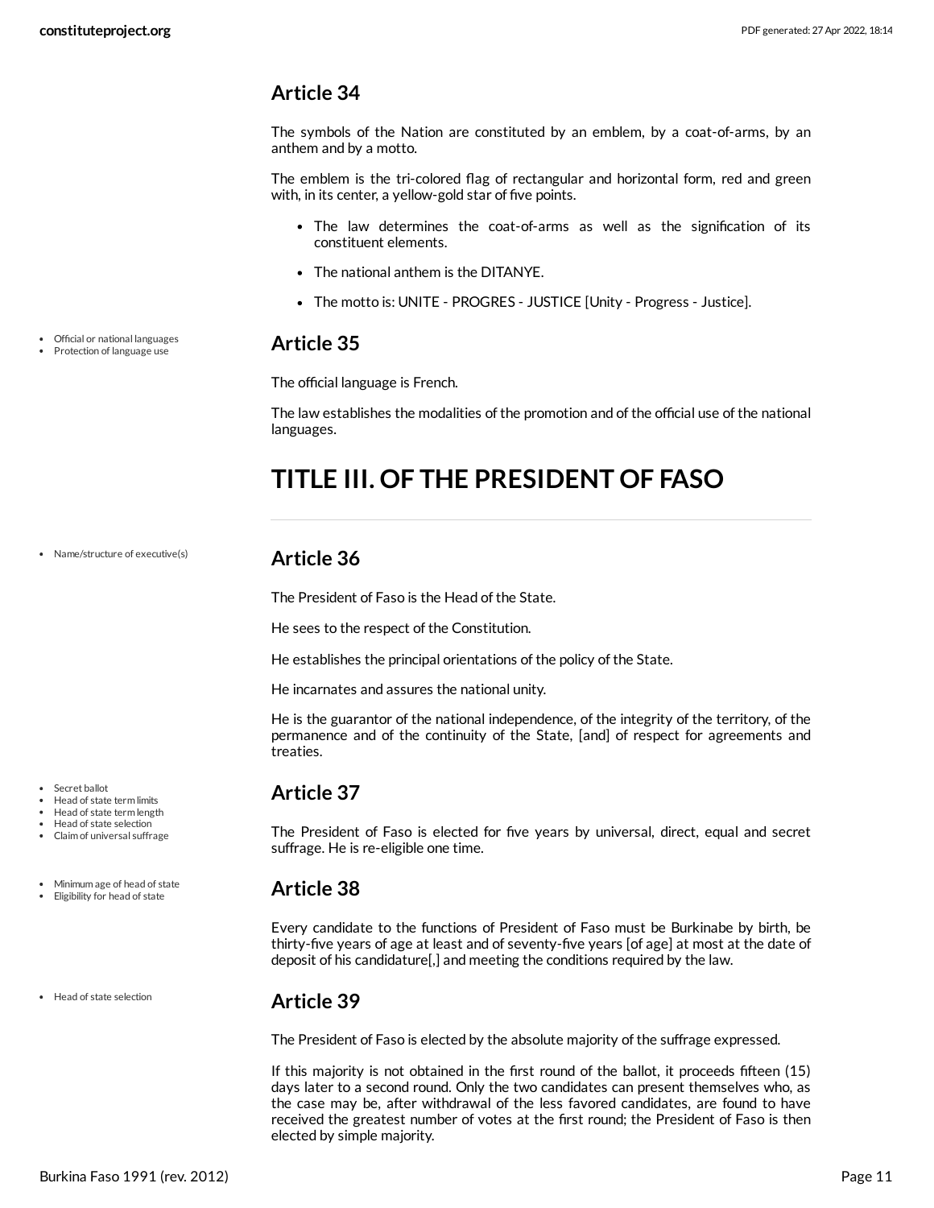## Article 34

The symbols of the Nation are constituted by an emblem, by a coat-of-arms, by an anthem and by a motto.

The emblem is the tri-colored flag of rectangular and horizontal form, red and green with, in its center, a yellow-gold star of five points.

- The law determines the coat-of-arms as well as the signification of its constituent elements.
- The national anthem is the DITANYE.
- The motto is: UNITE - PROGRES - JUSTICE [Unity - Progress - Justice].

- Official or national languages
- Protection of language use

## Article 35

The official language is French.

The law establishes the modalities of the promotion and of the official use of the national languages.

# TITLE III. OF THE PRESIDENT OF FASO

- Name/structure of executive(s)

## Article 36

The President of Faso is the Head of the State.

He sees to the respect of the Constitution.

He establishes the principal orientations of the policy of the State.

He incarnates and assures the national unity.

He is the guarantor of the national independence, of the integrity of the territory, of the permanence and of the continuity of the State, [and] of respect for agreements and treaties.

- Secret ballot
- Head of state term limits
- Head of state term length
- Head of state selection
- Claim of universal suffrage

## Article 37

The President of Faso is elected for five years by universal, direct, equal and secret suffrage. He is re-eligible one time.

- Minimum age of head of state
- Eligibility for head of state

## Article 38

Every candidate to the functions of President of Faso must be Burkinabe by birth, be thirty-five years of age at least and of seventy-five years [of age] at most at the date of deposit of his candidature[,] and meeting the conditions required by the law.

- Head of state selection

## Article 39

The President of Faso is elected by the absolute majority of the suffrage expressed.

If this majority is not obtained in the first round of the ballot, it proceeds fifteen (15) days later to a second round. Only the two candidates can present themselves who, as the case may be, after withdrawal of the less favored candidates, are found to have received the greatest number of votes at the first round; the President of Faso is then elected by simple majority.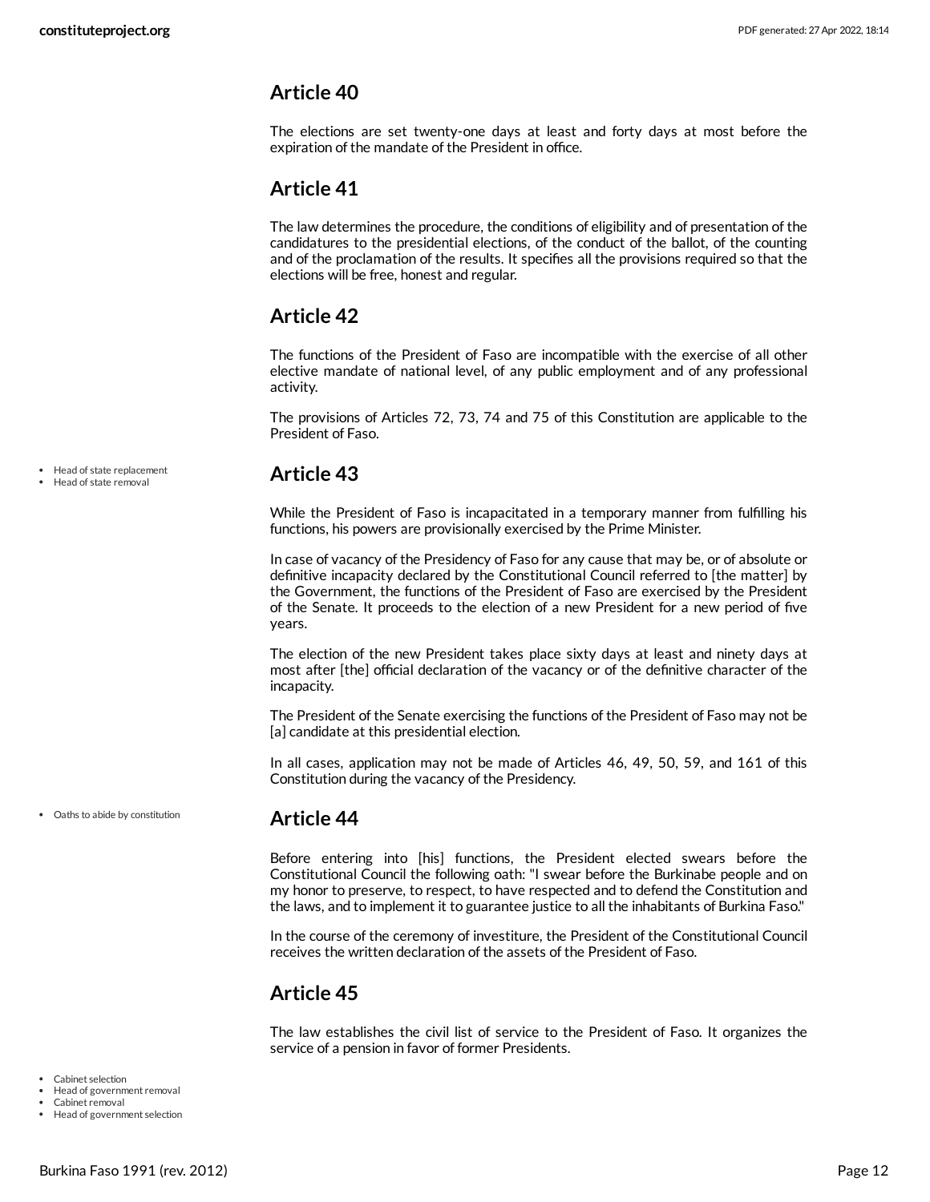## Article 40

The elections are set twenty-one days at least and forty days at most before the expiration of the mandate of the President in office.

## Article 41

The law determines the procedure, the conditions of eligibility and of presentation of the candidatures to the presidential elections, of the conduct of the ballot, of the counting and of the proclamation of the results. It specifies all the provisions required so that the elections will be free, honest and regular.

## Article 42

The functions of the President of Faso are incompatible with the exercise of all other elective mandate of national level, of any public employment and of any professional activity.

The provisions of Articles 72, 73, 74 and 75 of this Constitution are applicable to the President of Faso.

- Head of state replacement
- Head of state removal

## Article 43

While the President of Faso is incapacitated in a temporary manner from fulfilling his functions, his powers are provisionally exercised by the Prime Minister.

In case of vacancy of the Presidency of Faso for any cause that may be, or of absolute or definitive incapacity declared by the Constitutional Council referred to [the matter] by the Government, the functions of the President of Faso are exercised by the President of the Senate. It proceeds to the election of a new President for a new period of five years.

The election of the new President takes place sixty days at least and ninety days at most after [the] official declaration of the vacancy or of the definitive character of the incapacity.

The President of the Senate exercising the functions of the President of Faso may not be [a] candidate at this presidential election.

In all cases, application may not be made of Articles 46, 49, 50, 59, and 161 of this Constitution during the vacancy of the Presidency.

- Oaths to abide by constitution

## Article 44

Before entering into [his] functions, the President elected swears before the Constitutional Council the following oath: "I swear before the Burkinabe people and on my honor to preserve, to respect, to have respected and to defend the Constitution and the laws, and to implement it to guarantee justice to all the inhabitants of Burkina Faso."

In the course of the ceremony of investiture, the President of the Constitutional Council receives the written declaration of the assets of the President of Faso.

## Article 45

The law establishes the civil list of service to the President of Faso. It organizes the service of a pension in favor of former Presidents.

- Cabinet selection
- Head of government removal
- Cabinet removal
- Head of government selection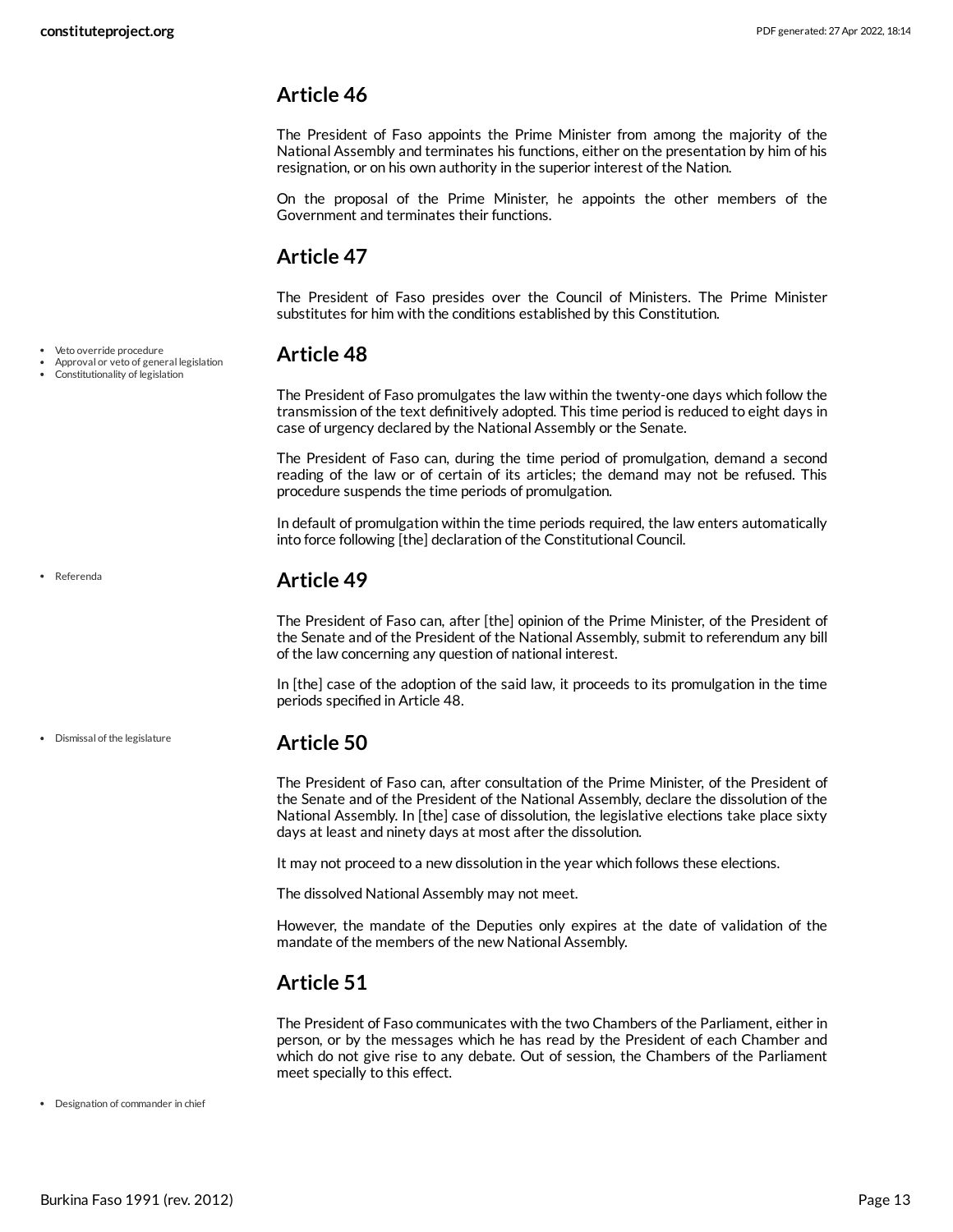## Article 46

The President of Faso appoints the Prime Minister from among the majority of the National Assembly and terminates his functions, either on the presentation by him of his resignation, or on his own authority in the superior interest of the Nation.

On the proposal of the Prime Minister, he appoints the other members of the Government and terminates their functions.

## Article 47

The President of Faso presides over the Council of Ministers. The Prime Minister substitutes for him with the conditions established by this Constitution.

- Veto override procedure
- Approval or veto of general legislation
- Constitutionality of legislation

## Article 48

The President of Faso promulgates the law within the twenty-one days which follow the transmission of the text definitively adopted. This time period is reduced to eight days in case of urgency declared by the National Assembly or the Senate.

The President of Faso can, during the time period of promulgation, demand a second reading of the law or of certain of its articles; the demand may not be refused. This procedure suspends the time periods of promulgation.

In default of promulgation within the time periods required, the law enters automatically into force following [the] declaration of the Constitutional Council.

- Referenda

## Article 49

The President of Faso can, after [the] opinion of the Prime Minister, of the President of the Senate and of the President of the National Assembly, submit to referendum any bill of the law concerning any question of national interest.

In [the] case of the adoption of the said law, it proceeds to its promulgation in the time periods specified in Article 48.

- Dismissal of the legislature

## Article 50

The President of Faso can, after consultation of the Prime Minister, of the President of the Senate and of the President of the National Assembly, declare the dissolution of the National Assembly. In [the] case of dissolution, the legislative elections take place sixty days at least and ninety days at most after the dissolution.

It may not proceed to a new dissolution in the year which follows these elections.

The dissolved National Assembly may not meet.

However, the mandate of the Deputies only expires at the date of validation of the mandate of the members of the new National Assembly.

## Article 51

The President of Faso communicates with the two Chambers of the Parliament, either in person, or by the messages which he has read by the President of each Chamber and which do not give rise to any debate. Out of session, the Chambers of the Parliament meet specially to this effect.

- Designation of commander in chief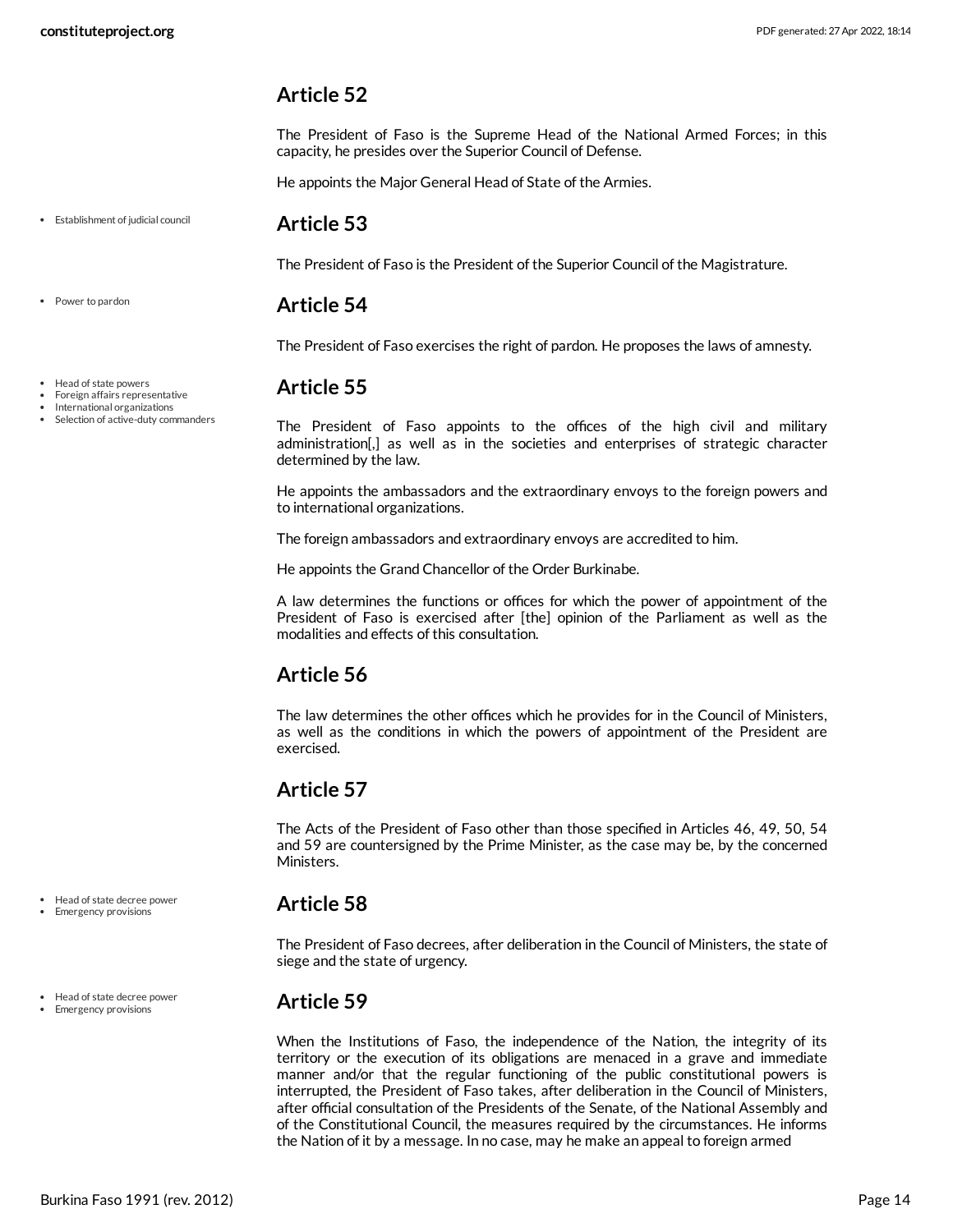## Article 52

The President of Faso is the Supreme Head of the National Armed Forces; in this capacity, he presides over the Superior Council of Defense.

He appoints the Major General Head of State of the Armies.

- Establishment of judicial council

## Article 53

The President of Faso is the President of the Superior Council of the Magistrature.

- Power to pardon

## Article 54

The President of Faso exercises the right of pardon. He proposes the laws of amnesty.

- Head of state powers
- Foreign affairs representative
- International organizations
- Selection of active-duty commanders

## Article 55

The President of Faso appoints to the offices of the high civil and military administration[,] as well as in the societies and enterprises of strategic character determined by the law.

He appoints the ambassadors and the extraordinary envoys to the foreign powers and to international organizations.

The foreign ambassadors and extraordinary envoys are accredited to him.

He appoints the Grand Chancellor of the Order Burkinabe.

A law determines the functions or offices for which the power of appointment of the President of Faso is exercised after [the] opinion of the Parliament as well as the modalities and effects of this consultation.

## Article 56

The law determines the other offices which he provides for in the Council of Ministers, as well as the conditions in which the powers of appointment of the President are exercised.

## Article 57

The Acts of the President of Faso other than those specified in Articles 46, 49, 50, 54 and 59 are countersigned by the Prime Minister, as the case may be, by the concerned Ministers.

- Head of state decree power
- Emergency provisions

## Article 58

The President of Faso decrees, after deliberation in the Council of Ministers, the state of siege and the state of urgency.

- Head of state decree power
- Emergency provisions

## Article 59

When the Institutions of Faso, the independence of the Nation, the integrity of its territory or the execution of its obligations are menaced in a grave and immediate manner and/or that the regular functioning of the public constitutional powers is interrupted, the President of Faso takes, after deliberation in the Council of Ministers, after official consultation of the Presidents of the Senate, of the National Assembly and of the Constitutional Council, the measures required by the circumstances. He informs the Nation of it by a message. In no case, may he make an appeal to foreign armed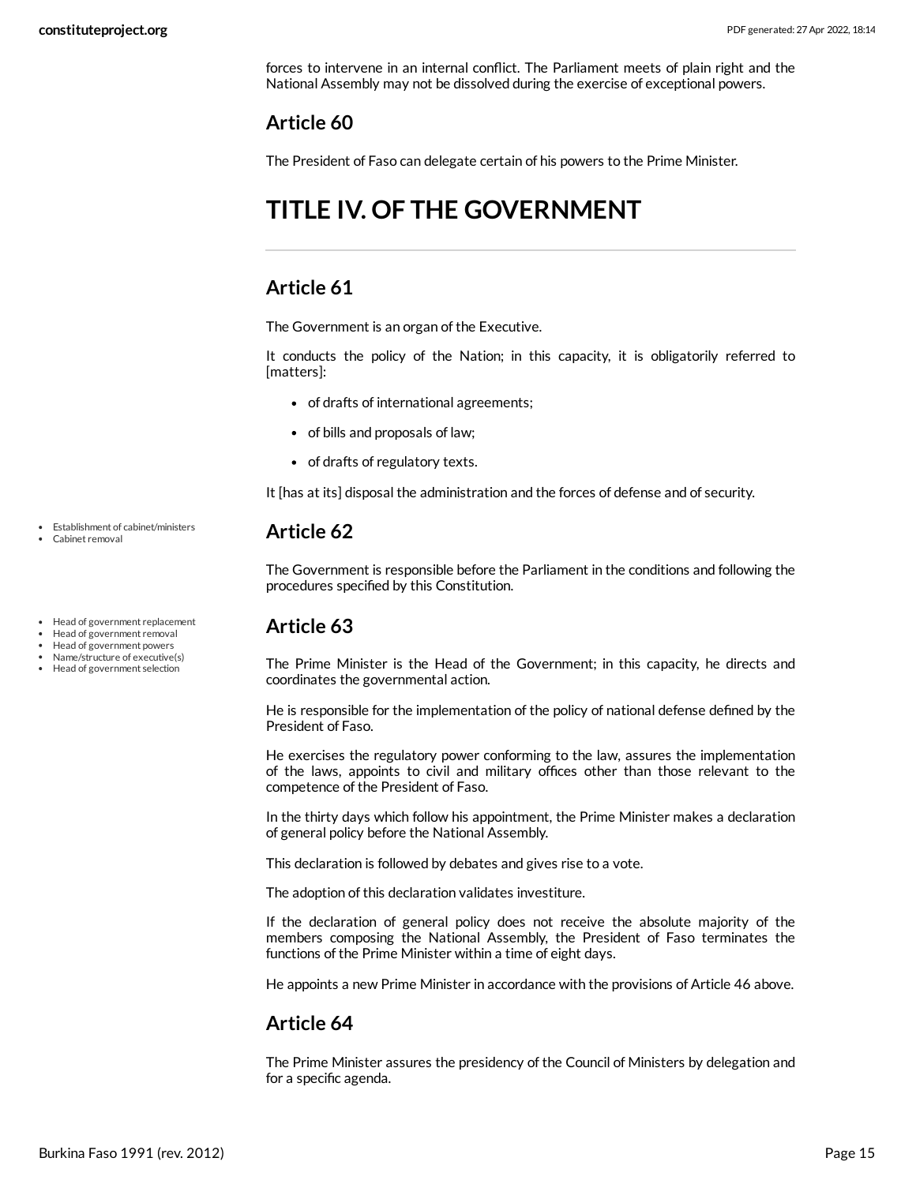forces to intervene in an internal conflict. The Parliament meets of plain right and the National Assembly may not be dissolved during the exercise of exceptional powers.

## Article 60

The President of Faso can delegate certain of his powers to the Prime Minister.

# TITLE IV. OF THE GOVERNMENT

## Article 61

The Government is an organ of the Executive.

It conducts the policy of the Nation; in this capacity, it is obligatorily referred to [matters]:

- of drafts of international agreements;
- of bills and proposals of law;
- of drafts of regulatory texts.

It [has at its] disposal the administration and the forces of defense and of security.

- Establishment of cabinet/ministers
- Cabinet removal

## Article 62

The Government is responsible before the Parliament in the conditions and following the procedures specified by this Constitution.

- Head of government replacement
- Head of government removal
- Head of government powers
- Name/structure of executive(s)
- Head of government selection

## Article 63

The Prime Minister is the Head of the Government; in this capacity, he directs and coordinates the governmental action.

He is responsible for the implementation of the policy of national defense defined by the President of Faso.

He exercises the regulatory power conforming to the law, assures the implementation of the laws, appoints to civil and military offices other than those relevant to the competence of the President of Faso.

In the thirty days which follow his appointment, the Prime Minister makes a declaration of general policy before the National Assembly.

This declaration is followed by debates and gives rise to a vote.

The adoption of this declaration validates investiture.

If the declaration of general policy does not receive the absolute majority of the members composing the National Assembly, the President of Faso terminates the functions of the Prime Minister within a time of eight days.

He appoints a new Prime Minister in accordance with the provisions of Article 46 above.

## Article 64

The Prime Minister assures the presidency of the Council of Ministers by delegation and for a specific agenda.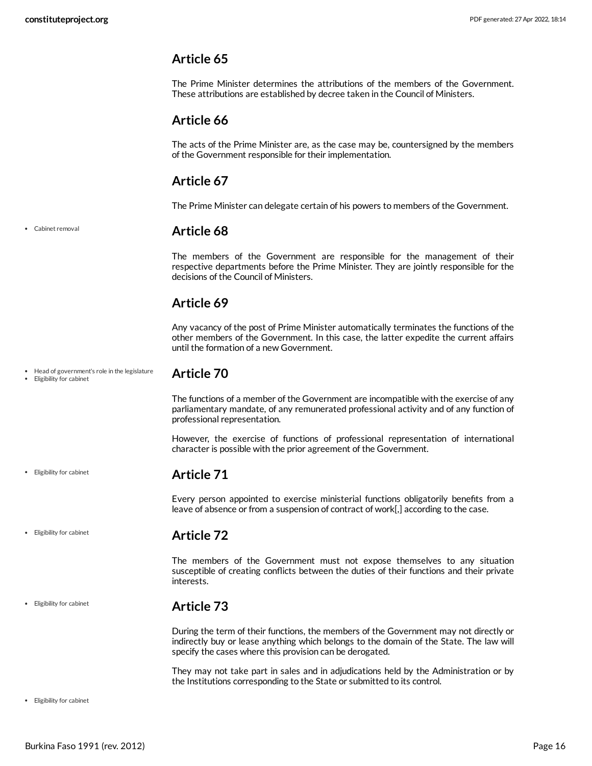## Article 65

The Prime Minister determines the attributions of the members of the Government. These attributions are established by decree taken in the Council of Ministers.

## Article 66

The acts of the Prime Minister are, as the case may be, countersigned by the members of the Government responsible for their implementation.

## Article 67

The Prime Minister can delegate certain of his powers to members of the Government.

- Cabinet removal

## Article 68

The members of the Government are responsible for the management of their respective departments before the Prime Minister. They are jointly responsible for the decisions of the Council of Ministers.

## Article 69

Any vacancy of the post of Prime Minister automatically terminates the functions of the other members of the Government. In this case, the latter expedite the current affairs until the formation of a new Government.

- Head of government's role in the legislature
- Eligibility for cabinet

## Article 70

The functions of a member of the Government are incompatible with the exercise of any parliamentary mandate, of any remunerated professional activity and of any function of professional representation.

However, the exercise of functions of professional representation of international character is possible with the prior agreement of the Government.

- Eligibility for cabinet

## Article 71

Every person appointed to exercise ministerial functions obligatorily benefits from a leave of absence or from a suspension of contract of work[,] according to the case.

- Eligibility for cabinet

## Article 72

The members of the Government must not expose themselves to any situation susceptible of creating conflicts between the duties of their functions and their private interests.

- Eligibility for cabinet

## Article 73

During the term of their functions, the members of the Government may not directly or indirectly buy or lease anything which belongs to the domain of the State. The law will specify the cases where this provision can be derogated.

They may not take part in sales and in adjudications held by the Administration or by the Institutions corresponding to the State or submitted to its control.

- Eligibility for cabinet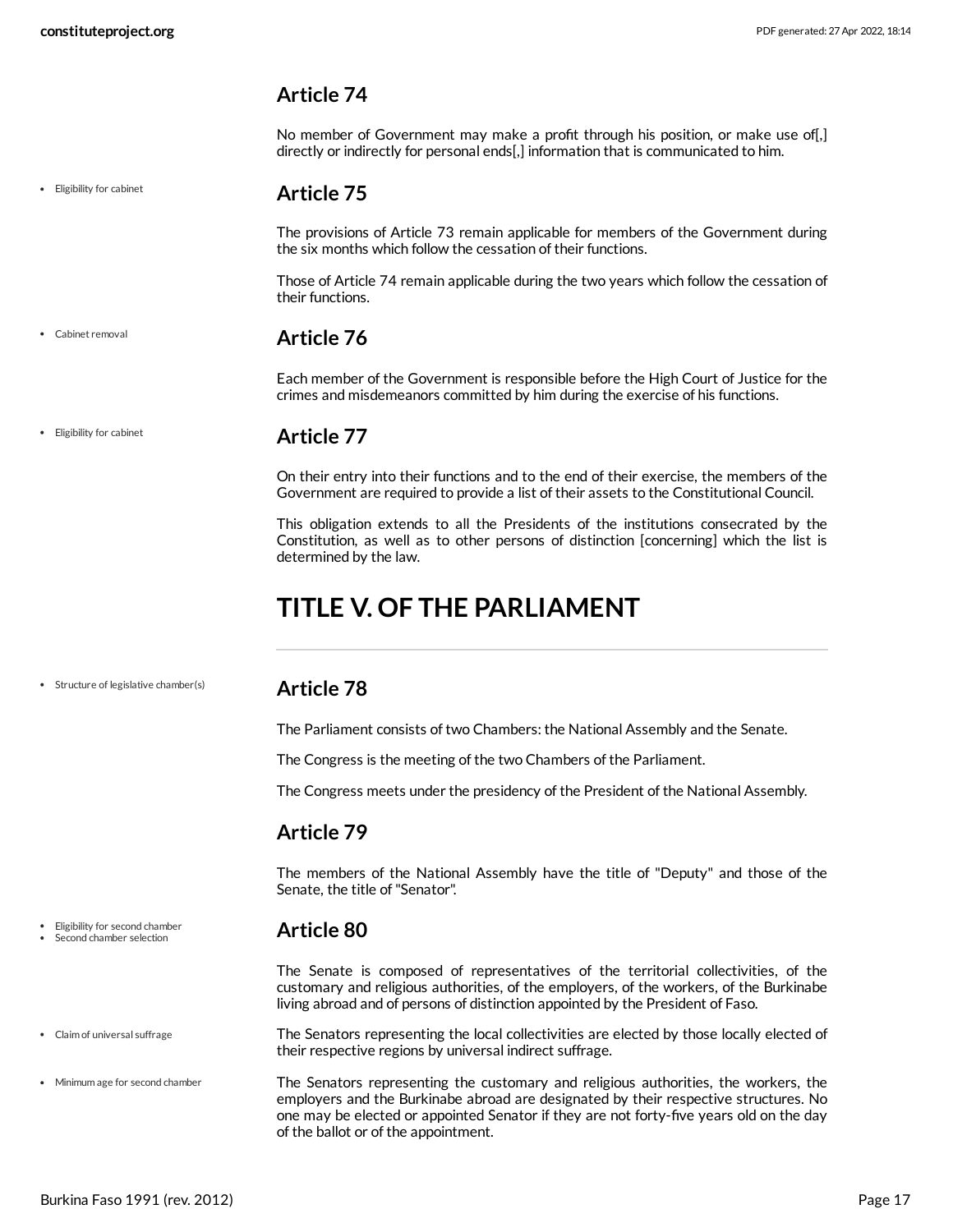## Article 74

No member of Government may make a profit through his position, or make use of[,] directly or indirectly for personal ends[,] information that is communicated to him.

- Eligibility for cabinet

## Article 75

The provisions of Article 73 remain applicable for members of the Government during the six months which follow the cessation of their functions.

Those of Article 74 remain applicable during the two years which follow the cessation of their functions.

- Cabinet removal

## Article 76

Each member of the Government is responsible before the High Court of Justice for the crimes and misdemeanors committed by him during the exercise of his functions.

- Eligibility for cabinet

## Article 77

On their entry into their functions and to the end of their exercise, the members of the Government are required to provide a list of their assets to the Constitutional Council.

This obligation extends to all the Presidents of the institutions consecrated by the Constitution, as well as to other persons of distinction [concerning] which the list is determined by the law.

# TITLE V. OF THE PARLIAMENT

- Structure of legislative chamber(s)

## Article 78

The Parliament consists of two Chambers: the National Assembly and the Senate.

The Congress is the meeting of the two Chambers of the Parliament.

The Congress meets under the presidency of the President of the National Assembly.

## Article 79

The members of the National Assembly have the title of "Deputy" and those of the Senate, the title of "Senator".

- Eligibility for second chamber
- Second chamber selection

## Article 80

The Senate is composed of representatives of the territorial collectivities, of the customary and religious authorities, of the employers, of the workers, of the Burkinabe living abroad and of persons of distinction appointed by the President of Faso.

- Claim of universal suffrage

The Senators representing the local collectivities are elected by those locally elected of their respective regions by universal indirect suffrage.

- Minimum age for second chamber

The Senators representing the customary and religious authorities, the workers, the employers and the Burkinabe abroad are designated by their respective structures. No one may be elected or appointed Senator if they are not forty-five years old on the day of the ballot or of the appointment.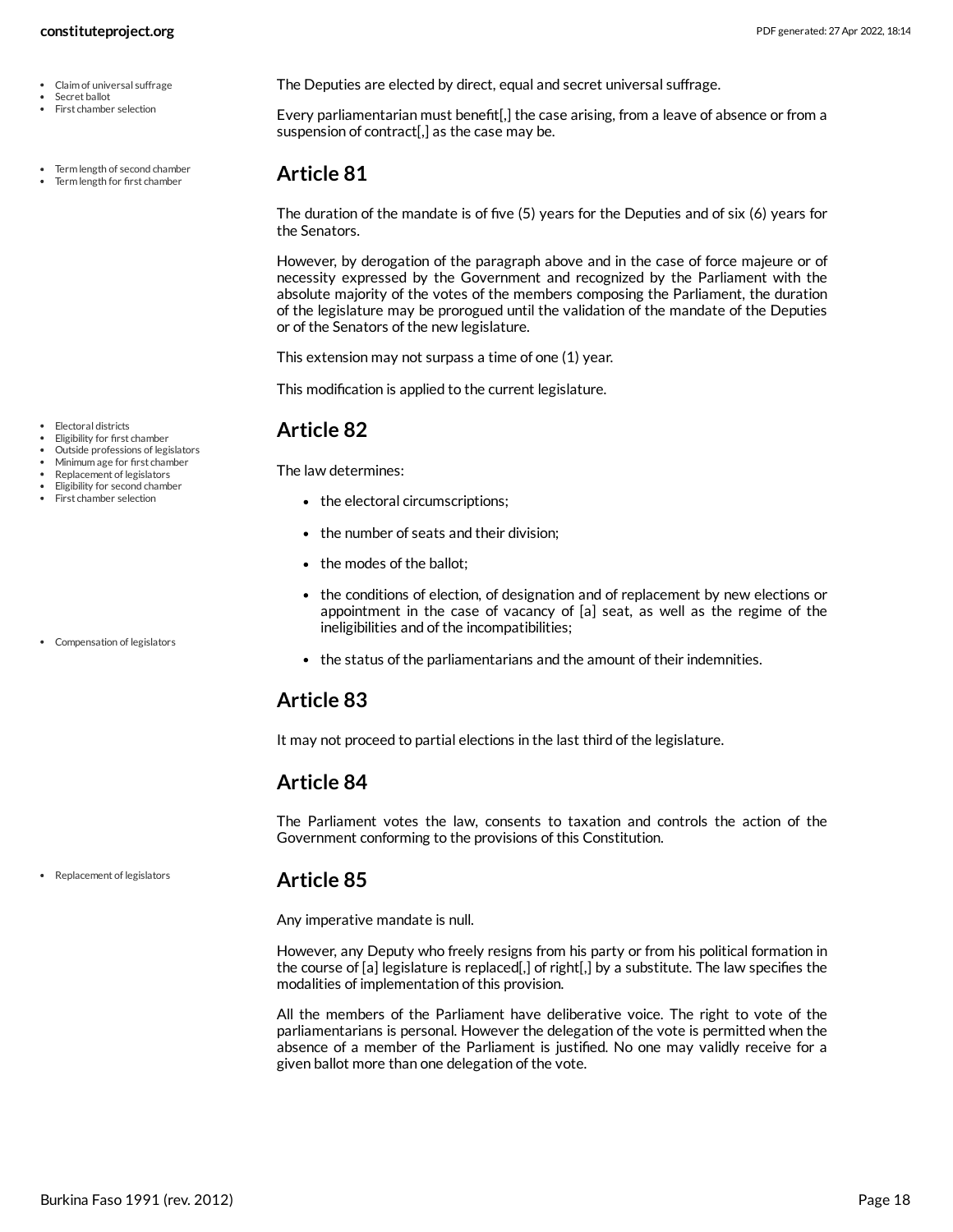- Claim of universal suffrage
- Secret ballot
- First chamber selection

The Deputies are elected by direct, equal and secret universal suffrage.

Every parliamentarian must benefit[,] the case arising, from a leave of absence or from a suspension of contract[,] as the case may be.

- Term length of second chamber
- Term length for first chamber

## Article 81

The duration of the mandate is of five (5) years for the Deputies and of six (6) years for the Senators.

However, by derogation of the paragraph above and in the case of force majeure or of necessity expressed by the Government and recognized by the Parliament with the absolute majority of the votes of the members composing the Parliament, the duration of the legislature may be prorogued until the validation of the mandate of the Deputies or of the Senators of the new legislature.

This extension may not surpass a time of one (1) year.

This modification is applied to the current legislature.

- Electoral districts
- Eligibility for first chamber
- Outside professions of legislators
- Minimum age for first chamber
- Replacement of legislators
- Eligibility for second chamber
- First chamber selection

## Article 82

The law determines:

- the electoral circumscriptions;
- the number of seats and their division;
- the modes of the ballot;
- the conditions of election, of designation and of replacement by new elections or appointment in the case of vacancy of [a] seat, as well as the regime of the ineligibilities and of the incompatibilities;
- the status of the parliamentarians and the amount of their indemnities.

- Compensation of legislators

## Article 83

It may not proceed to partial elections in the last third of the legislature.

## Article 84

The Parliament votes the law, consents to taxation and controls the action of the Government conforming to the provisions of this Constitution.

- Replacement of legislators

## Article 85

Any imperative mandate is null.

However, any Deputy who freely resigns from his party or from his political formation in the course of [a] legislature is replaced[,] of right[,] by a substitute. The law specifies the modalities of implementation of this provision.

All the members of the Parliament have deliberative voice. The right to vote of the parliamentarians is personal. However the delegation of the vote is permitted when the absence of a member of the Parliament is justified. No one may validly receive for a given ballot more than one delegation of the vote.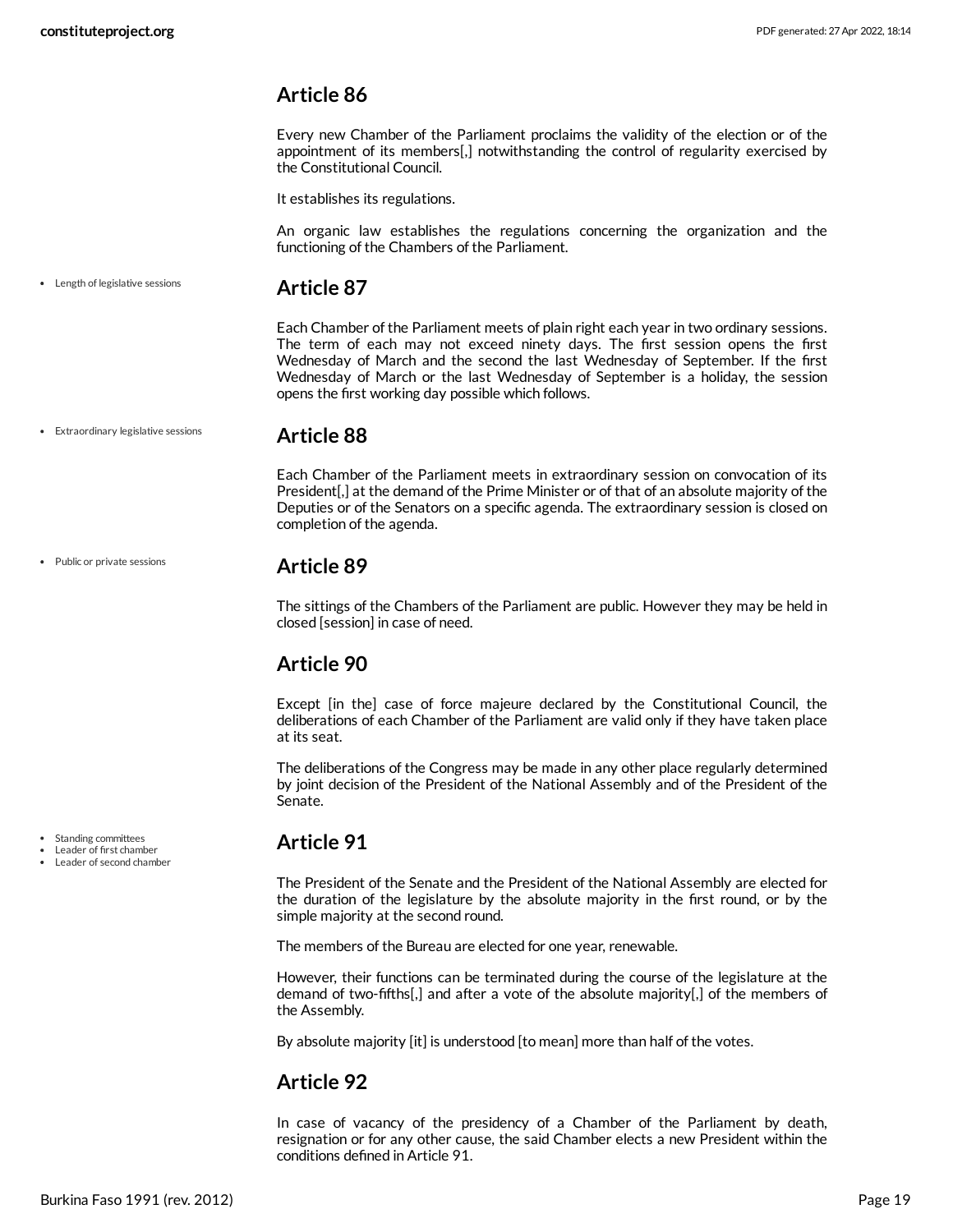## Article 86

Every new Chamber of the Parliament proclaims the validity of the election or of the appointment of its members[,] notwithstanding the control of regularity exercised by the Constitutional Council.

It establishes its regulations.

An organic law establishes the regulations concerning the organization and the functioning of the Chambers of the Parliament.

- Length of legislative sessions

## Article 87

Each Chamber of the Parliament meets of plain right each year in two ordinary sessions. The term of each may not exceed ninety days. The first session opens the first Wednesday of March and the second the last Wednesday of September. If the first Wednesday of March or the last Wednesday of September is a holiday, the session opens the first working day possible which follows.

- Extraordinary legislative sessions

## Article 88

Each Chamber of the Parliament meets in extraordinary session on convocation of its President[,] at the demand of the Prime Minister or of that of an absolute majority of the Deputies or of the Senators on a specific agenda. The extraordinary session is closed on completion of the agenda.

- Public or private sessions

## Article 89

The sittings of the Chambers of the Parliament are public. However they may be held in closed [session] in case of need.

## Article 90

Except [in the] case of force majeure declared by the Constitutional Council, the deliberations of each Chamber of the Parliament are valid only if they have taken place at its seat.

The deliberations of the Congress may be made in any other place regularly determined by joint decision of the President of the National Assembly and of the President of the Senate.

- Standing committees
- Leader of first chamber
- Leader of second chamber

## Article 91

The President of the Senate and the President of the National Assembly are elected for the duration of the legislature by the absolute majority in the first round, or by the simple majority at the second round.

The members of the Bureau are elected for one year, renewable.

However, their functions can be terminated during the course of the legislature at the demand of two-fifths[,] and after a vote of the absolute majority[,] of the members of the Assembly.

By absolute majority [it] is understood [to mean] more than half of the votes.

## Article 92

In case of vacancy of the presidency of a Chamber of the Parliament by death, resignation or for any other cause, the said Chamber elects a new President within the conditions defined in Article 91.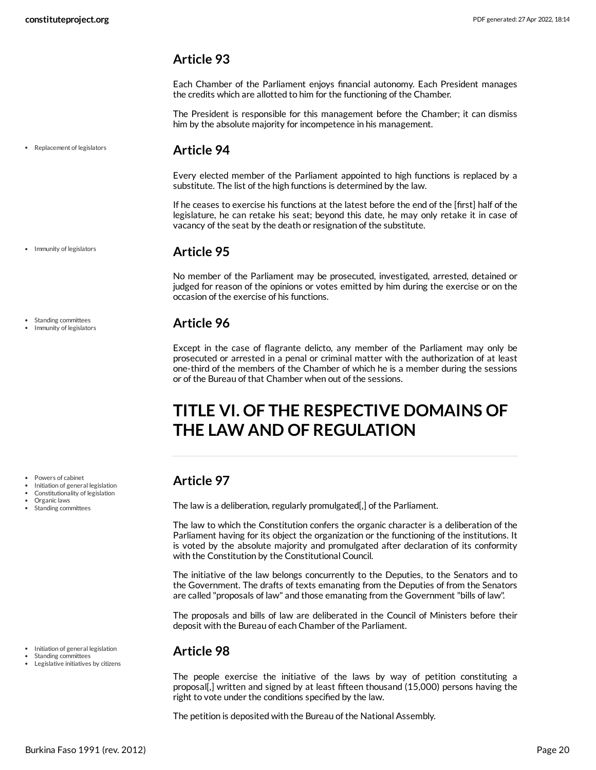## Article 93

Each Chamber of the Parliament enjoys financial autonomy. Each President manages the credits which are allotted to him for the functioning of the Chamber.

The President is responsible for this management before the Chamber; it can dismiss him by the absolute majority for incompetence in his management.

- Replacement of legislators

## Article 94

Every elected member of the Parliament appointed to high functions is replaced by a substitute. The list of the high functions is determined by the law.

If he ceases to exercise his functions at the latest before the end of the [first] half of the legislature, he can retake his seat; beyond this date, he may only retake it in case of vacancy of the seat by the death or resignation of the substitute.

- Immunity of legislators

## Article 95

No member of the Parliament may be prosecuted, investigated, arrested, detained or judged for reason of the opinions or votes emitted by him during the exercise or on the occasion of the exercise of his functions.

- Standing committees
- Immunity of legislators

## Article 96

Except in the case of flagrante delicto, any member of the Parliament may only be prosecuted or arrested in a penal or criminal matter with the authorization of at least one-third of the members of the Chamber of which he is a member during the sessions or of the Bureau of that Chamber when out of the sessions.

# TITLE VI. OF THE RESPECTIVE DOMAINS OF THE LAW AND OF REGULATION

- Powers of cabinet
- Initiation of general legislation
- Constitutionality of legislation
- Organic laws
- Standing committees

## Article 97

The law is a deliberation, regularly promulgated[,] of the Parliament.

The law to which the Constitution confers the organic character is a deliberation of the Parliament having for its object the organization or the functioning of the institutions. It is voted by the absolute majority and promulgated after declaration of its conformity with the Constitution by the Constitutional Council.

The initiative of the law belongs concurrently to the Deputies, to the Senators and to the Government. The drafts of texts emanating from the Deputies of from the Senators are called "proposals of law" and those emanating from the Government "bills of law".

The proposals and bills of law are deliberated in the Council of Ministers before their deposit with the Bureau of each Chamber of the Parliament.

- Initiation of general legislation
- Standing committees
- Legislative initiatives by citizens

## Article 98

The people exercise the initiative of the laws by way of petition constituting a proposal[,] written and signed by at least fifteen thousand (15,000) persons having the right to vote under the conditions specified by the law.

The petition is deposited with the Bureau of the National Assembly.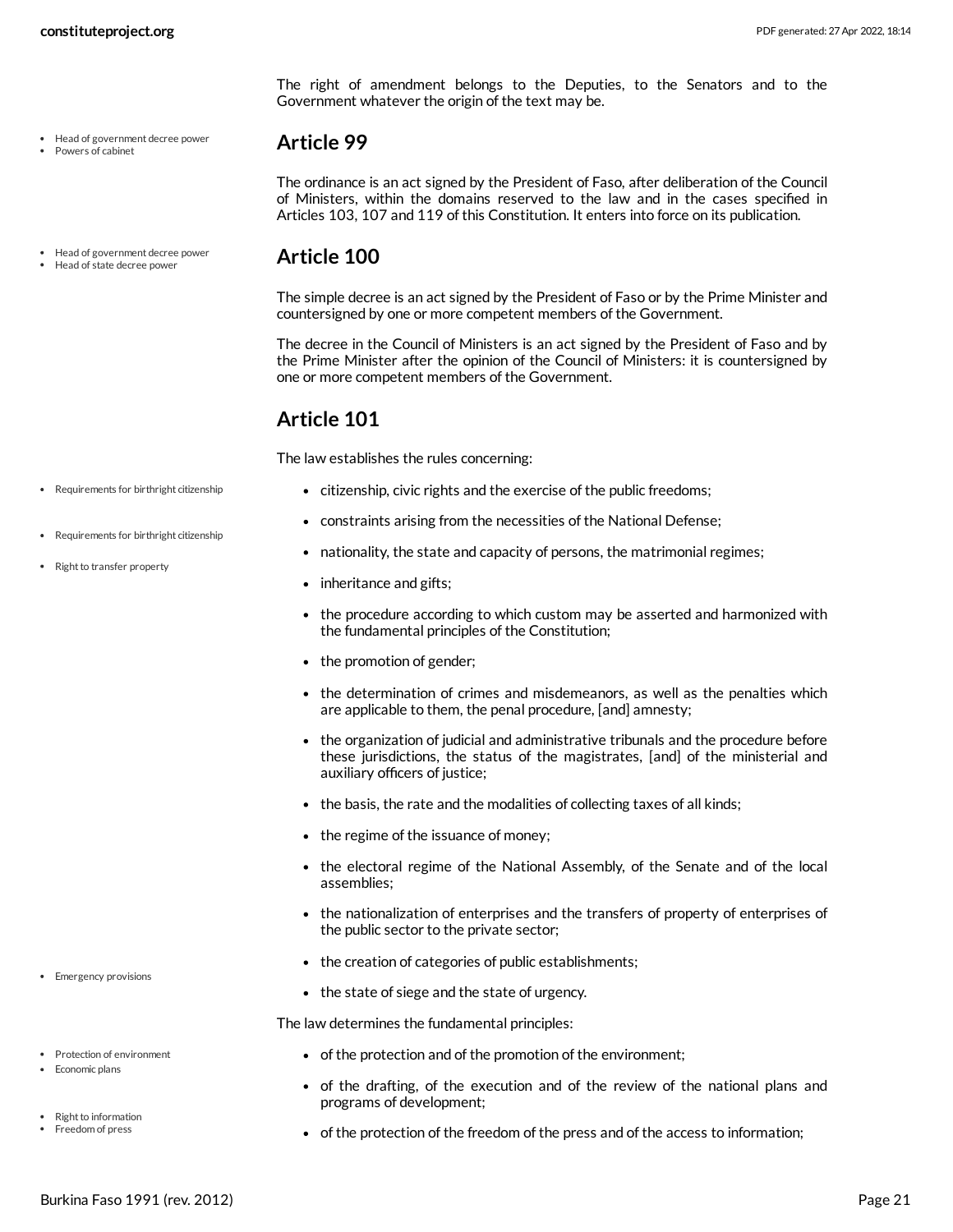The right of amendment belongs to the Deputies, to the Senators and to the Government whatever the origin of the text may be.

- Head of government decree power
- Powers of cabinet

## Article 99

The ordinance is an act signed by the President of Faso, after deliberation of the Council of Ministers, within the domains reserved to the law and in the cases specified in Articles 103, 107 and 119 of this Constitution. It enters into force on its publication.

- Head of government decree power
- Head of state decree power

## Article 100

The simple decree is an act signed by the President of Faso or by the Prime Minister and countersigned by one or more competent members of the Government.

The decree in the Council of Ministers is an act signed by the President of Faso and by the Prime Minister after the opinion of the Council of Ministers: it is countersigned by one or more competent members of the Government.

## Article 101

The law establishes the rules concerning:

- Requirements for birthright citizenship
- Requirements for birthright citizenship
- Right to transfer property

- citizenship, civic rights and the exercise of the public freedoms;
- constraints arising from the necessities of the National Defense;
- nationality, the state and capacity of persons, the matrimonial regimes;
- inheritance and gifts;
- the procedure according to which custom may be asserted and harmonized with the fundamental principles of the Constitution;
- the promotion of gender;
- the determination of crimes and misdemeanors, as well as the penalties which are applicable to them, the penal procedure, [and] amnesty;
- the organization of judicial and administrative tribunals and the procedure before these jurisdictions, the status of the magistrates, [and] of the ministerial and auxiliary officers of justice;
- the basis, the rate and the modalities of collecting taxes of all kinds;
- the regime of the issuance of money;
- the electoral regime of the National Assembly, of the Senate and of the local assemblies;
- the nationalization of enterprises and the transfers of property of enterprises of the public sector to the private sector;
- the creation of categories of public establishments;
- the state of siege and the state of urgency.

- Emergency provisions

The law determines the fundamental principles:

- Protection of environment
- Economic plans
- Right to information
- Freedom of press

- of the protection and of the promotion of the environment;
- of the drafting, of the execution and of the review of the national plans and programs of development;
- of the protection of the freedom of the press and of the access to information;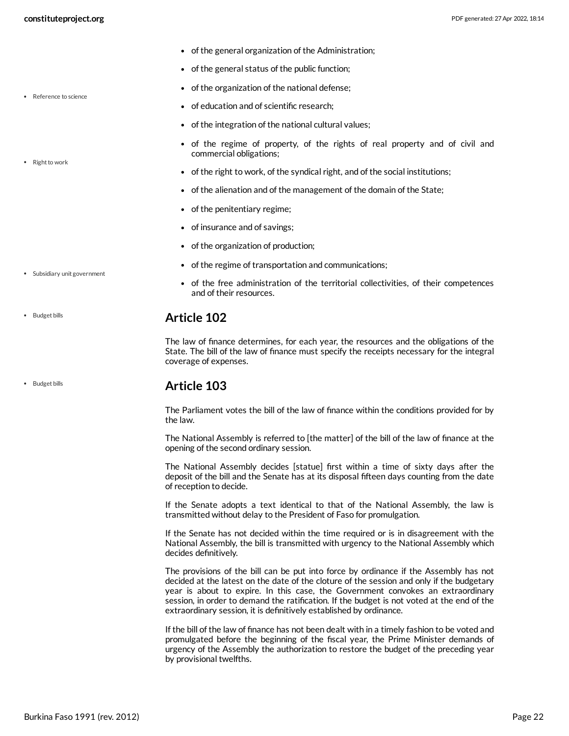- of the general organization of the Administration;
- of the general status of the public function;
- of the organization of the national defense;
- of education and of scientific research;
- of the integration of the national cultural values;
- of the regime of property, of the rights of real property and of civil and commercial obligations;
- of the right to work, of the syndical right, and of the social institutions;
- of the alienation and of the management of the domain of the State;
- of the penitentiary regime;
- of insurance and of savings;
- of the organization of production;
- of the regime of transportation and communications;
- of the free administration of the territorial collectivities, of their competences and of their resources.

## Article 102

The law of finance determines, for each year, the resources and the obligations of the State. The bill of the law of finance must specify the receipts necessary for the integral coverage of expenses.

## Article 103

The Parliament votes the bill of the law of finance within the conditions provided for by the law.

The National Assembly is referred to [the matter] of the bill of the law of finance at the opening of the second ordinary session.

The National Assembly decides [statue] first within a time of sixty days after the deposit of the bill and the Senate has at its disposal fifteen days counting from the date of reception to decide.

If the Senate adopts a text identical to that of the National Assembly, the law is transmitted without delay to the President of Faso for promulgation.

If the Senate has not decided within the time required or is in disagreement with the National Assembly, the bill is transmitted with urgency to the National Assembly which decides definitively.

The provisions of the bill can be put into force by ordinance if the Assembly has not decided at the latest on the date of the cloture of the session and only if the budgetary year is about to expire. In this case, the Government convokes an extraordinary session, in order to demand the ratification. If the budget is not voted at the end of the extraordinary session, it is definitively established by ordinance.

If the bill of the law of finance has not been dealt with in a timely fashion to be voted and promulgated before the beginning of the fiscal year, the Prime Minister demands of urgency of the Assembly the authorization to restore the budget of the preceding year by provisional twelfths.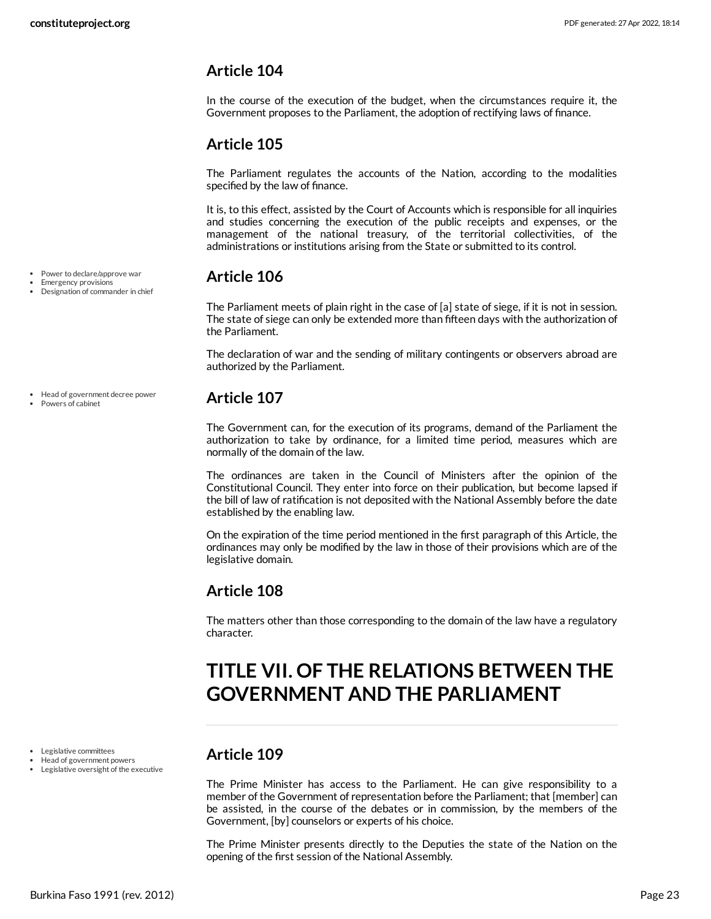## Article 104

In the course of the execution of the budget, when the circumstances require it, the Government proposes to the Parliament, the adoption of rectifying laws of finance.

## Article 105

The Parliament regulates the accounts of the Nation, according to the modalities specified by the law of finance.

It is, to this effect, assisted by the Court of Accounts which is responsible for all inquiries and studies concerning the execution of the public receipts and expenses, or the management of the national treasury, of the territorial collectivities, of the administrations or institutions arising from the State or submitted to its control.

- Power to declare/approve war
- Emergency provisions
- Designation of commander in chief

## Article 106

The Parliament meets of plain right in the case of [a] state of siege, if it is not in session. The state of siege can only be extended more than fifteen days with the authorization of the Parliament.

The declaration of war and the sending of military contingents or observers abroad are authorized by the Parliament.

- Head of government decree power
- Powers of cabinet

## Article 107

The Government can, for the execution of its programs, demand of the Parliament the authorization to take by ordinance, for a limited time period, measures which are normally of the domain of the law.

The ordinances are taken in the Council of Ministers after the opinion of the Constitutional Council. They enter into force on their publication, but become lapsed if the bill of law of ratification is not deposited with the National Assembly before the date established by the enabling law.

On the expiration of the time period mentioned in the first paragraph of this Article, the ordinances may only be modified by the law in those of their provisions which are of the legislative domain.

## Article 108

The matters other than those corresponding to the domain of the law have a regulatory character.

# TITLE VII. OF THE RELATIONS BETWEEN THE GOVERNMENT AND THE PARLIAMENT

- Legislative committees
- Head of government powers
- Legislative oversight of the executive

## Article 109

The Prime Minister has access to the Parliament. He can give responsibility to a member of the Government of representation before the Parliament; that [member] can be assisted, in the course of the debates or in commission, by the members of the Government, [by] counselors or experts of his choice.

The Prime Minister presents directly to the Deputies the state of the Nation on the opening of the first session of the National Assembly.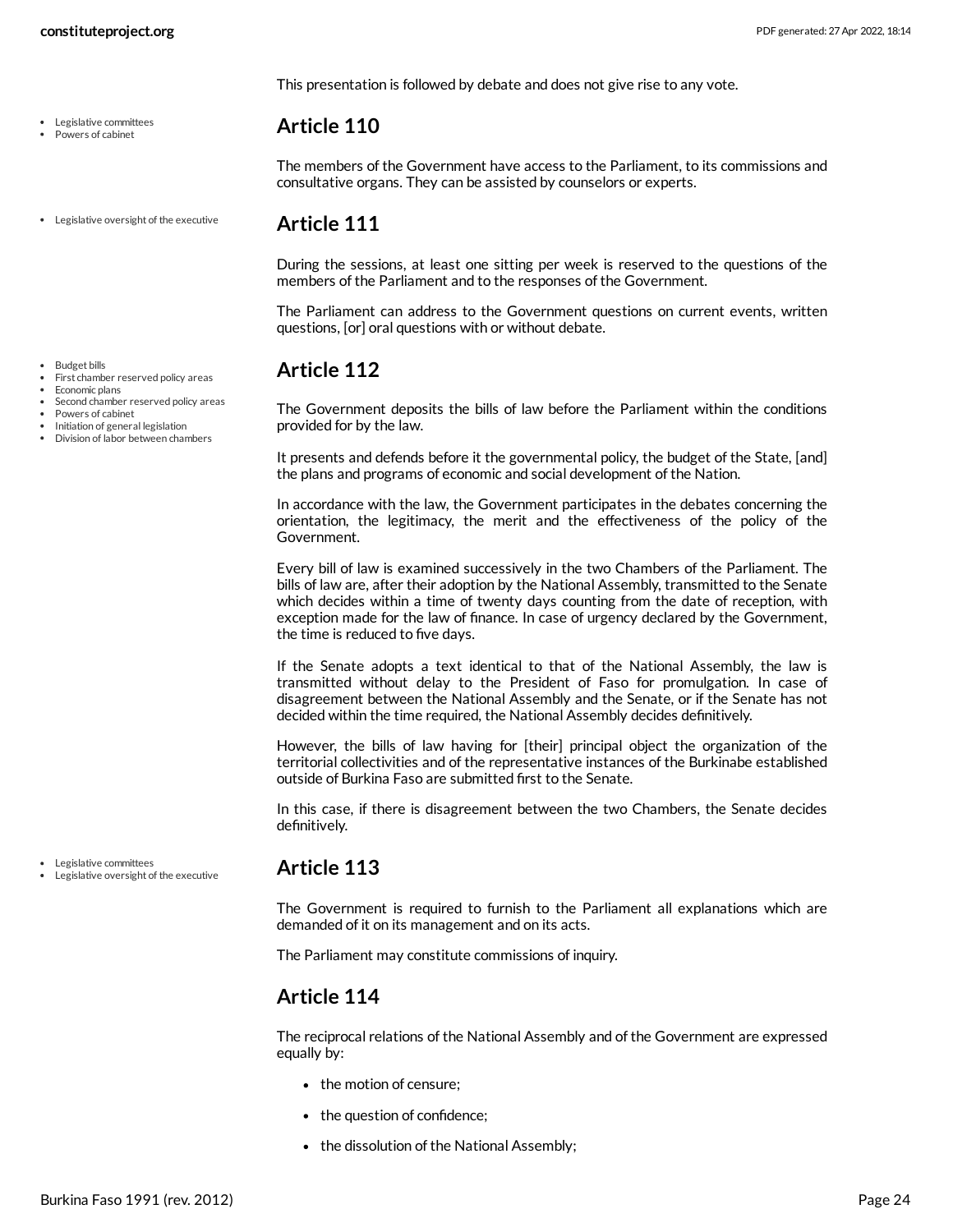This presentation is followed by debate and does not give rise to any vote.

- Legislative committees
- Powers of cabinet

## Article 110

The members of the Government have access to the Parliament, to its commissions and consultative organs. They can be assisted by counselors or experts.

- Legislative oversight of the executive

## Article 111

During the sessions, at least one sitting per week is reserved to the questions of the members of the Parliament and to the responses of the Government.

The Parliament can address to the Government questions on current events, written questions, [or] oral questions with or without debate.

- Budget bills
- First chamber reserved policy areas
- Economic plans
- Second chamber reserved policy areas
- Powers of cabinet
- Initiation of general legislation
- Division of labor between chambers

## Article 112

The Government deposits the bills of law before the Parliament within the conditions provided for by the law.

It presents and defends before it the governmental policy, the budget of the State, [and] the plans and programs of economic and social development of the Nation.

In accordance with the law, the Government participates in the debates concerning the orientation, the legitimacy, the merit and the effectiveness of the policy of the Government.

Every bill of law is examined successively in the two Chambers of the Parliament. The bills of law are, after their adoption by the National Assembly, transmitted to the Senate which decides within a time of twenty days counting from the date of reception, with exception made for the law of finance. In case of urgency declared by the Government, the time is reduced to five days.

If the Senate adopts a text identical to that of the National Assembly, the law is transmitted without delay to the President of Faso for promulgation. In case of disagreement between the National Assembly and the Senate, or if the Senate has not decided within the time required, the National Assembly decides definitively.

However, the bills of law having for [their] principal object the organization of the territorial collectivities and of the representative instances of the Burkinabe established outside of Burkina Faso are submitted first to the Senate.

In this case, if there is disagreement between the two Chambers, the Senate decides definitively.

- Legislative committees
- Legislative oversight of the executive

## Article 113

The Government is required to furnish to the Parliament all explanations which are demanded of it on its management and on its acts.

The Parliament may constitute commissions of inquiry.

## Article 114

The reciprocal relations of the National Assembly and of the Government are expressed equally by:

- the motion of censure;
- the question of confidence;
- the dissolution of the National Assembly;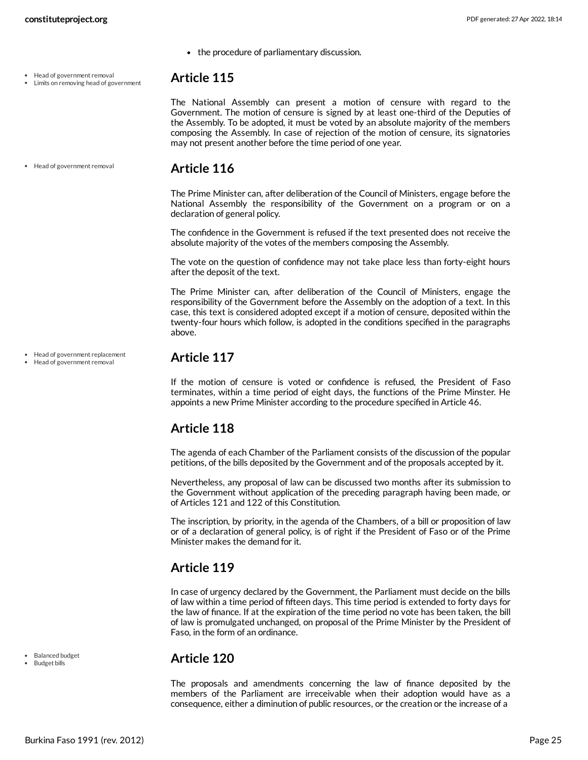- the procedure of parliamentary discussion.

- Head of government removal
- Limits on removing head of government

## Article 115

The National Assembly can present a motion of censure with regard to the Government. The motion of censure is signed by at least one-third of the Deputies of the Assembly. To be adopted, it must be voted by an absolute majority of the members composing the Assembly. In case of rejection of the motion of censure, its signatories may not present another before the time period of one year.

- Head of government removal

## Article 116

The Prime Minister can, after deliberation of the Council of Ministers, engage before the National Assembly the responsibility of the Government on a program or on a declaration of general policy.

The confidence in the Government is refused if the text presented does not receive the absolute majority of the votes of the members composing the Assembly.

The vote on the question of confidence may not take place less than forty-eight hours after the deposit of the text.

The Prime Minister can, after deliberation of the Council of Ministers, engage the responsibility of the Government before the Assembly on the adoption of a text. In this case, this text is considered adopted except if a motion of censure, deposited within the twenty-four hours which follow, is adopted in the conditions specified in the paragraphs above.

- Head of government replacement
- Head of government removal

## Article 117

If the motion of censure is voted or confidence is refused, the President of Faso terminates, within a time period of eight days, the functions of the Prime Minster. He appoints a new Prime Minister according to the procedure specified in Article 46.

## Article 118

The agenda of each Chamber of the Parliament consists of the discussion of the popular petitions, of the bills deposited by the Government and of the proposals accepted by it.

Nevertheless, any proposal of law can be discussed two months after its submission to the Government without application of the preceding paragraph having been made, or of Articles 121 and 122 of this Constitution.

The inscription, by priority, in the agenda of the Chambers, of a bill or proposition of law or of a declaration of general policy, is of right if the President of Faso or of the Prime Minister makes the demand for it.

## Article 119

In case of urgency declared by the Government, the Parliament must decide on the bills of law within a time period of fifteen days. This time period is extended to forty days for the law of finance. If at the expiration of the time period no vote has been taken, the bill of law is promulgated unchanged, on proposal of the Prime Minister by the President of Faso, in the form of an ordinance.

- Balanced budget
- Budget bills

## Article 120

The proposals and amendments concerning the law of finance deposited by the members of the Parliament are irreceivable when their adoption would have as a consequence, either a diminution of public resources, or the creation or the increase of a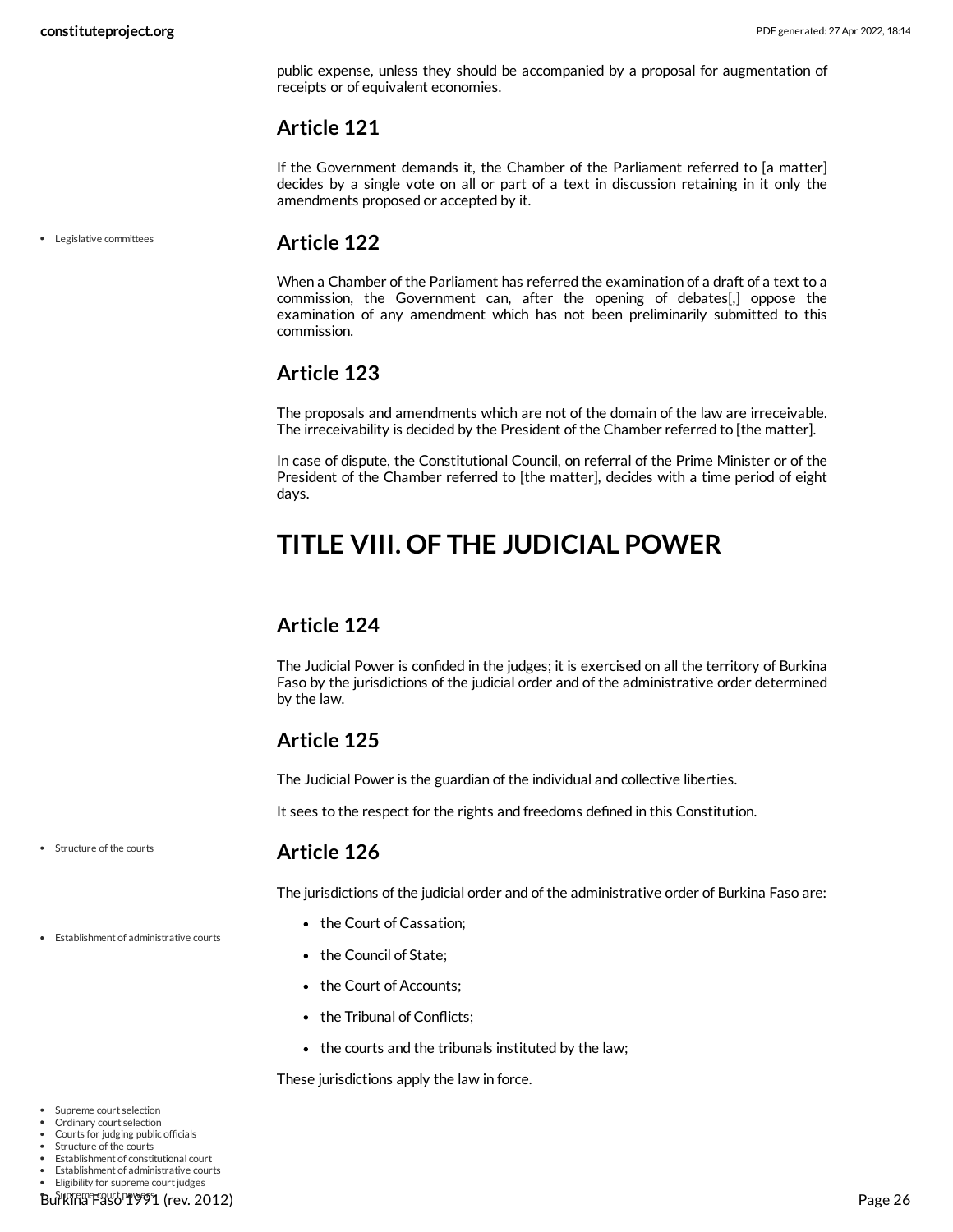public expense, unless they should be accompanied by a proposal for augmentation of receipts or of equivalent economies.

## Article 121

If the Government demands it, the Chamber of the Parliament referred to [a matter] decides by a single vote on all or part of a text in discussion retaining in it only the amendments proposed or accepted by it.

## Article 122

When a Chamber of the Parliament has referred the examination of a draft of a text to a commission, the Government can, after the opening of debates[,] oppose the examination of any amendment which has not been preliminarily submitted to this commission.

## Article 123

The proposals and amendments which are not of the domain of the law are irreceivable. The irreceivability is decided by the President of the Chamber referred to [the matter].

In case of dispute, the Constitutional Council, on referral of the Prime Minister or of the President of the Chamber referred to [the matter], decides with a time period of eight days.

# TITLE VIII. OF THE JUDICIAL POWER

## Article 124

The Judicial Power is confided in the judges; it is exercised on all the territory of Burkina Faso by the jurisdictions of the judicial order and of the administrative order determined by the law.

## Article 125

The Judicial Power is the guardian of the individual and collective liberties.

It sees to the respect for the rights and freedoms defined in this Constitution.

## Article 126

The jurisdictions of the judicial order and of the administrative order of Burkina Faso are:

- the Court of Cassation;
- the Council of State;
- the Court of Accounts;
- the Tribunal of Conflicts;
- the courts and the tribunals instituted by the law;

These jurisdictions apply the law in force.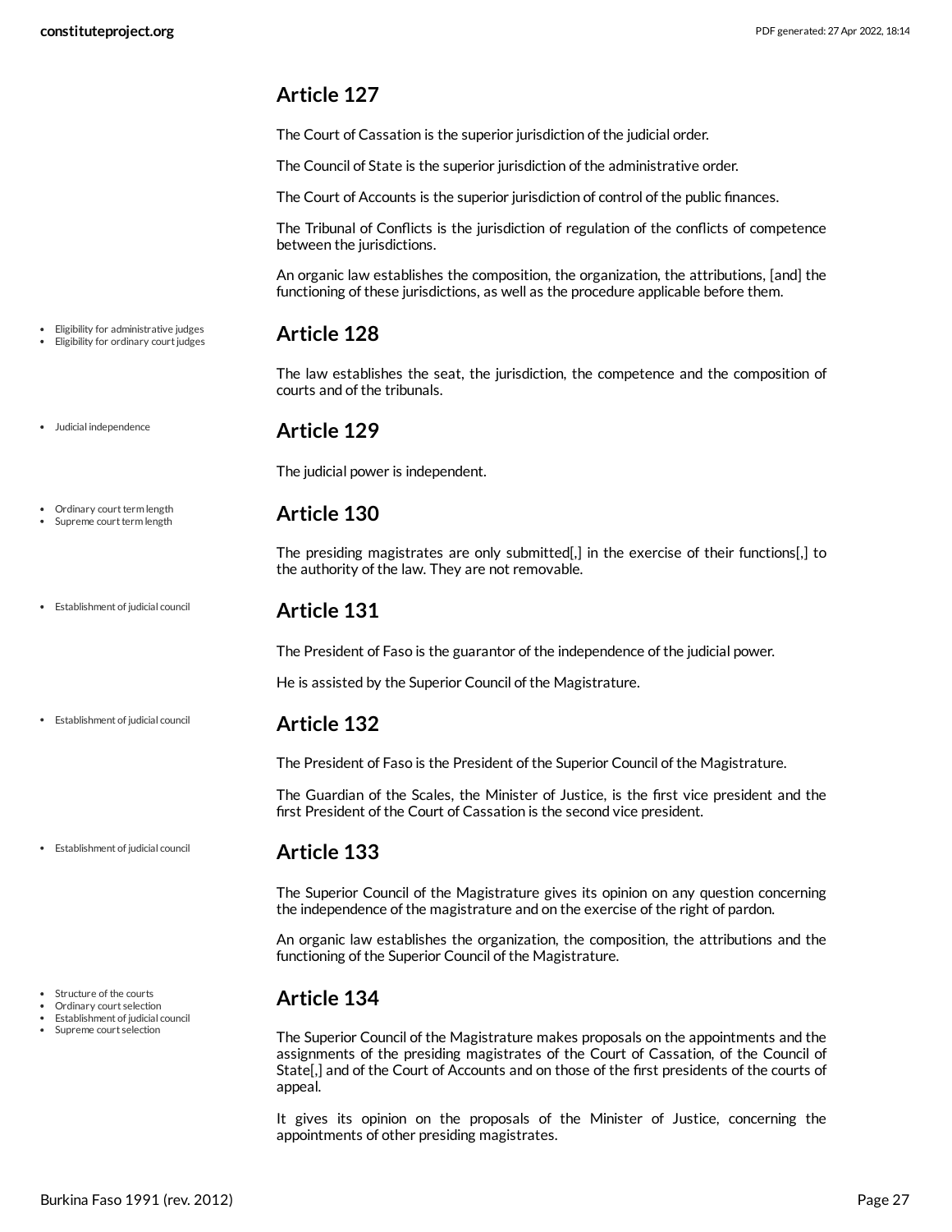## Article 127

The Court of Cassation is the superior jurisdiction of the judicial order.

The Council of State is the superior jurisdiction of the administrative order.

The Court of Accounts is the superior jurisdiction of control of the public finances.

The Tribunal of Conflicts is the jurisdiction of regulation of the conflicts of competence between the jurisdictions.

An organic law establishes the composition, the organization, the attributions, [and] the functioning of these jurisdictions, as well as the procedure applicable before them.

- Eligibility for administrative judges
- Eligibility for ordinary court judges

## Article 128

The law establishes the seat, the jurisdiction, the competence and the composition of courts and of the tribunals.

- Judicial independence

## Article 129

The judicial power is independent.

- Ordinary court term length
- Supreme court term length

## Article 130

The presiding magistrates are only submitted[,] in the exercise of their functions[,] to the authority of the law. They are not removable.

- Establishment of judicial council

## Article 131

The President of Faso is the guarantor of the independence of the judicial power.

He is assisted by the Superior Council of the Magistrature.

- Establishment of judicial council

## Article 132

The President of Faso is the President of the Superior Council of the Magistrature.

The Guardian of the Scales, the Minister of Justice, is the first vice president and the first President of the Court of Cassation is the second vice president.

- Establishment of judicial council

## Article 133

The Superior Council of the Magistrature gives its opinion on any question concerning the independence of the magistrature and on the exercise of the right of pardon.

An organic law establishes the organization, the composition, the attributions and the functioning of the Superior Council of the Magistrature.

- Structure of the courts
- Ordinary court selection
- Establishment of judicial council
- Supreme court selection

## Article 134

The Superior Council of the Magistrature makes proposals on the appointments and the assignments of the presiding magistrates of the Court of Cassation, of the Council of State[,] and of the Court of Accounts and on those of the first presidents of the courts of appeal.

It gives its opinion on the proposals of the Minister of Justice, concerning the appointments of other presiding magistrates.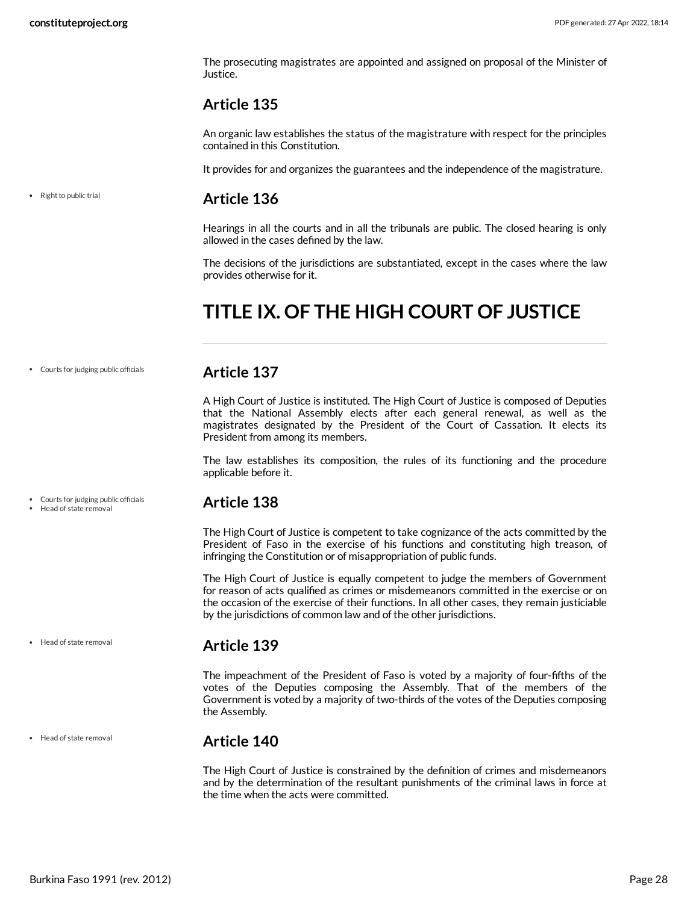The prosecuting magistrates are appointed and assigned on proposal of the Minister of Justice.

### Article 135

An organic law establishes the status of the magistrature with respect for the principles contained in this Constitution.

It provides for and organizes the guarantees and the independence of the magistrature.

- Right to public trial

### Article 136

Hearings in all the courts and in all the tribunals are public. The closed hearing is only allowed in the cases defined by the law.

The decisions of the jurisdictions are substantiated, except in the cases where the law provides otherwise for it.

## TITLE IX. OF THE HIGH COURT OF JUSTICE

- Courts for judging public officials

### Article 137

A High Court of Justice is instituted. The High Court of Justice is composed of Deputies that the National Assembly elects after each general renewal, as well as the magistrates designated by the President of the Court of Cassation. It elects its President from among its members.

The law establishes its composition, the rules of its functioning and the procedure applicable before it.

- Courts for judging public officials
- Head of state removal

### Article 138

The High Court of Justice is competent to take cognizance of the acts committed by the President of Faso in the exercise of his functions and constituting high treason, of infringing the Constitution or of misappropriation of public funds.

The High Court of Justice is equally competent to judge the members of Government for reason of acts qualified as crimes or misdemeanors committed in the exercise or on the occasion of the exercise of their functions. In all other cases, they remain justiciable by the jurisdictions of common law and of the other jurisdictions.

- Head of state removal

### Article 139

The impeachment of the President of Faso is voted by a majority of four-fifths of the votes of the Deputies composing the Assembly. That of the members of the Government is voted by a majority of two-thirds of the votes of the Deputies composing the Assembly.

- Head of state removal

### Article 140

The High Court of Justice is constrained by the definition of crimes and misdemeanors and by the determination of the resultant punishments of the criminal laws in force at the time when the acts were committed.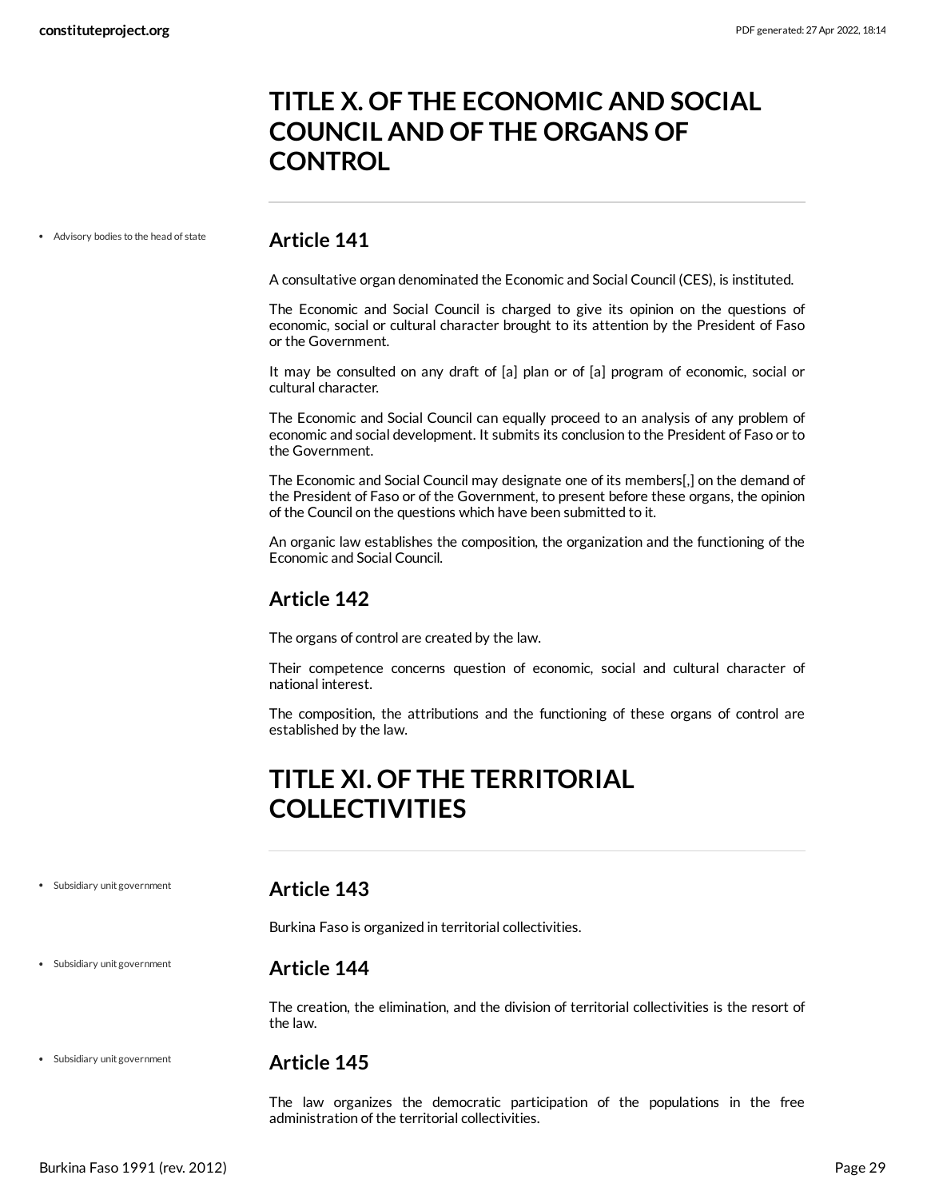# TITLE X. OF THE ECONOMIC AND SOCIAL COUNCIL AND OF THE ORGANS OF CONTROL

- Advisory bodies to the head of state

## Article 141

A consultative organ denominated the Economic and Social Council (CES), is instituted.

The Economic and Social Council is charged to give its opinion on the questions of economic, social or cultural character brought to its attention by the President of Faso or the Government.

It may be consulted on any draft of [a] plan or of [a] program of economic, social or cultural character.

The Economic and Social Council can equally proceed to an analysis of any problem of economic and social development. It submits its conclusion to the President of Faso or to the Government.

The Economic and Social Council may designate one of its members[,] on the demand of the President of Faso or of the Government, to present before these organs, the opinion of the Council on the questions which have been submitted to it.

An organic law establishes the composition, the organization and the functioning of the Economic and Social Council.

## Article 142

The organs of control are created by the law.

Their competence concerns question of economic, social and cultural character of national interest.

The composition, the attributions and the functioning of these organs of control are established by the law.

# TITLE XI. OF THE TERRITORIAL COLLECTIVITIES

- Subsidiary unit government

## Article 143

Burkina Faso is organized in territorial collectivities.

- Subsidiary unit government

## Article 144

The creation, the elimination, and the division of territorial collectivities is the resort of the law.

- Subsidiary unit government

## Article 145

The law organizes the democratic participation of the populations in the free administration of the territorial collectivities.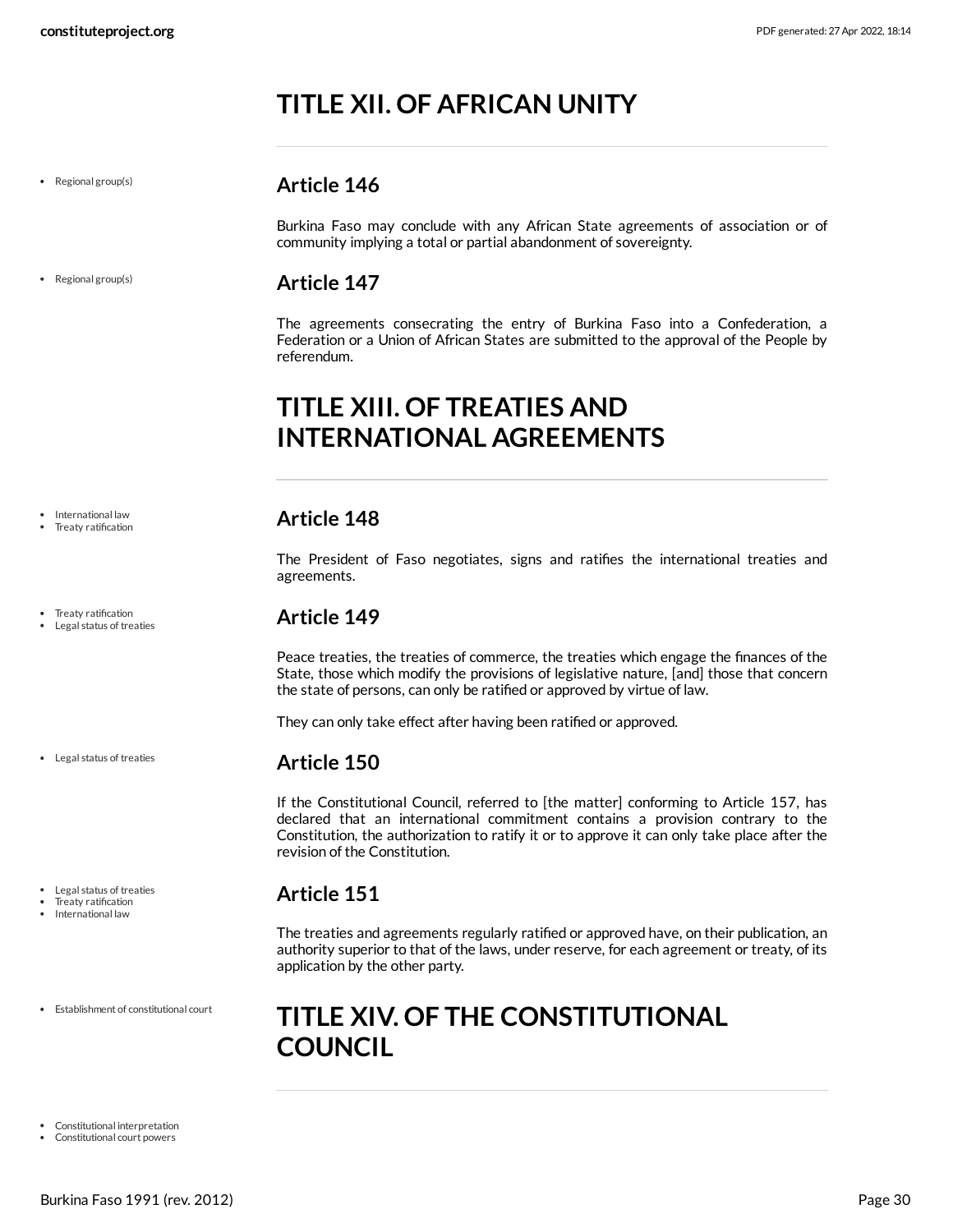# TITLE XII. OF AFRICAN UNITY

## Article 146

Burkina Faso may conclude with any African State agreements of association or of community implying a total or partial abandonment of sovereignty.

## Article 147

The agreements consecrating the entry of Burkina Faso into a Confederation, a Federation or a Union of African States are submitted to the approval of the People by referendum.

# TITLE XIII. OF TREATIES AND INTERNATIONAL AGREEMENTS

## Article 148

The President of Faso negotiates, signs and ratifies the international treaties and agreements.

## Article 149

Peace treaties, the treaties of commerce, the treaties which engage the finances of the State, those which modify the provisions of legislative nature, [and] those that concern the state of persons, can only be ratified or approved by virtue of law.

They can only take effect after having been ratified or approved.

## Article 150

If the Constitutional Council, referred to [the matter] conforming to Article 157, has declared that an international commitment contains a provision contrary to the Constitution, the authorization to ratify it or to approve it can only take place after the revision of the Constitution.

## Article 151

The treaties and agreements regularly ratified or approved have, on their publication, an authority superior to that of the laws, under reserve, for each agreement or treaty, of its application by the other party.

# TITLE XIV. OF THE CONSTITUTIONAL COUNCIL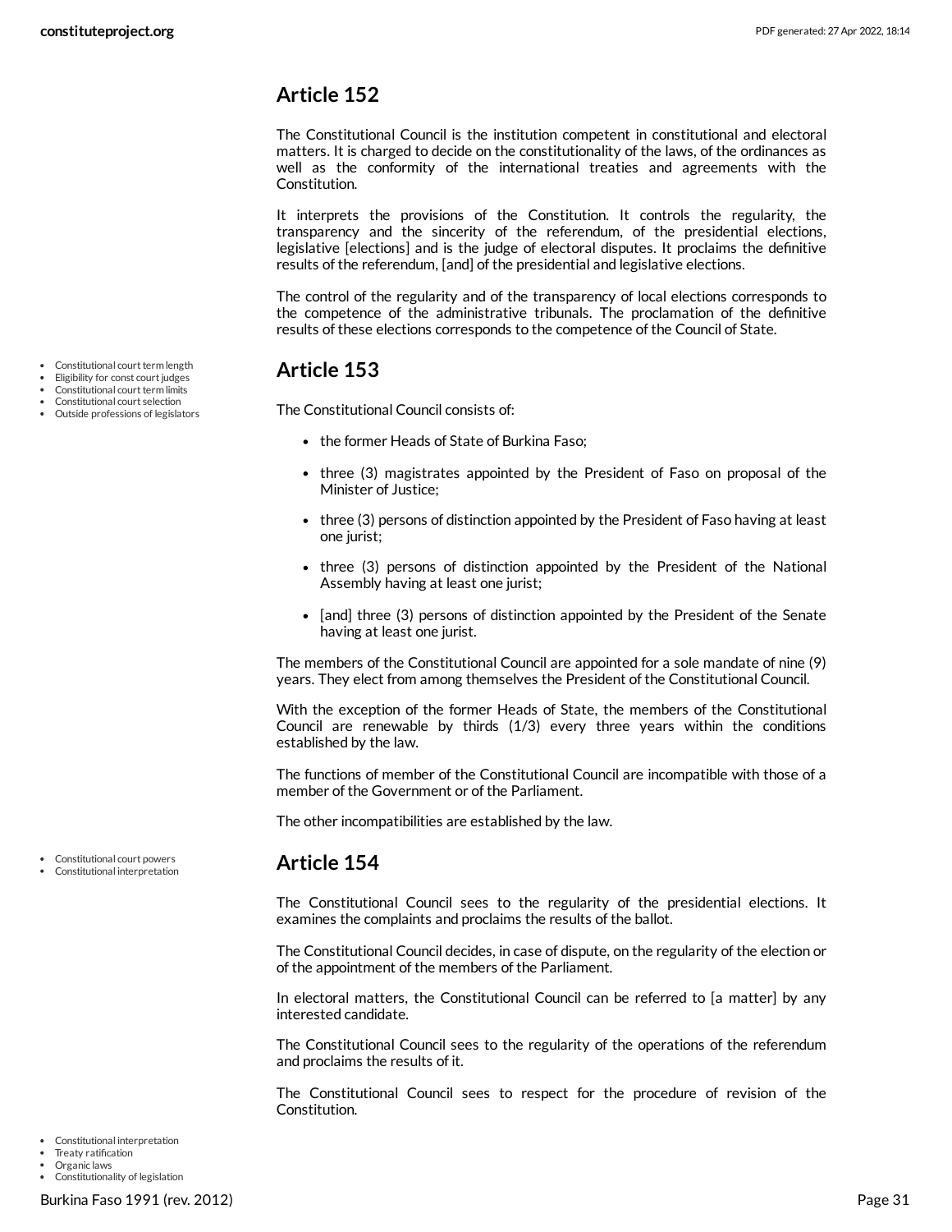## Article 152

The Constitutional Council is the institution competent in constitutional and electoral matters. It is charged to decide on the constitutionality of the laws, of the ordinances as well as the conformity of the international treaties and agreements with the Constitution.

It interprets the provisions of the Constitution. It controls the regularity, the transparency and the sincerity of the referendum, of the presidential elections, legislative [elections] and is the judge of electoral disputes. It proclaims the definitive results of the referendum, [and] of the presidential and legislative elections.

The control of the regularity and of the transparency of local elections corresponds to the competence of the administrative tribunals. The proclamation of the definitive results of these elections corresponds to the competence of the Council of State.

- Constitutional court term length
- Eligibility for const court judges
- Constitutional court term limits
- Constitutional court selection
- Outside professions of legislators

## Article 153

The Constitutional Council consists of:

- the former Heads of State of Burkina Faso;
- three (3) magistrates appointed by the President of Faso on proposal of the Minister of Justice;
- three (3) persons of distinction appointed by the President of Faso having at least one jurist;
- three (3) persons of distinction appointed by the President of the National Assembly having at least one jurist;
- [and] three (3) persons of distinction appointed by the President of the Senate having at least one jurist.

The members of the Constitutional Council are appointed for a sole mandate of nine (9) years. They elect from among themselves the President of the Constitutional Council.

With the exception of the former Heads of State, the members of the Constitutional Council are renewable by thirds (1/3) every three years within the conditions established by the law.

The functions of member of the Constitutional Council are incompatible with those of a member of the Government or of the Parliament.

The other incompatibilities are established by the law.

- Constitutional court powers
- Constitutional interpretation

## Article 154

The Constitutional Council sees to the regularity of the presidential elections. It examines the complaints and proclaims the results of the ballot.

The Constitutional Council decides, in case of dispute, on the regularity of the election or of the appointment of the members of the Parliament.

In electoral matters, the Constitutional Council can be referred to [a matter] by any interested candidate.

The Constitutional Council sees to the regularity of the operations of the referendum and proclaims the results of it.

The Constitutional Council sees to respect for the procedure of revision of the Constitution.

- Constitutional interpretation
- Treaty ratification
- Organic laws
- Constitutionality of legislation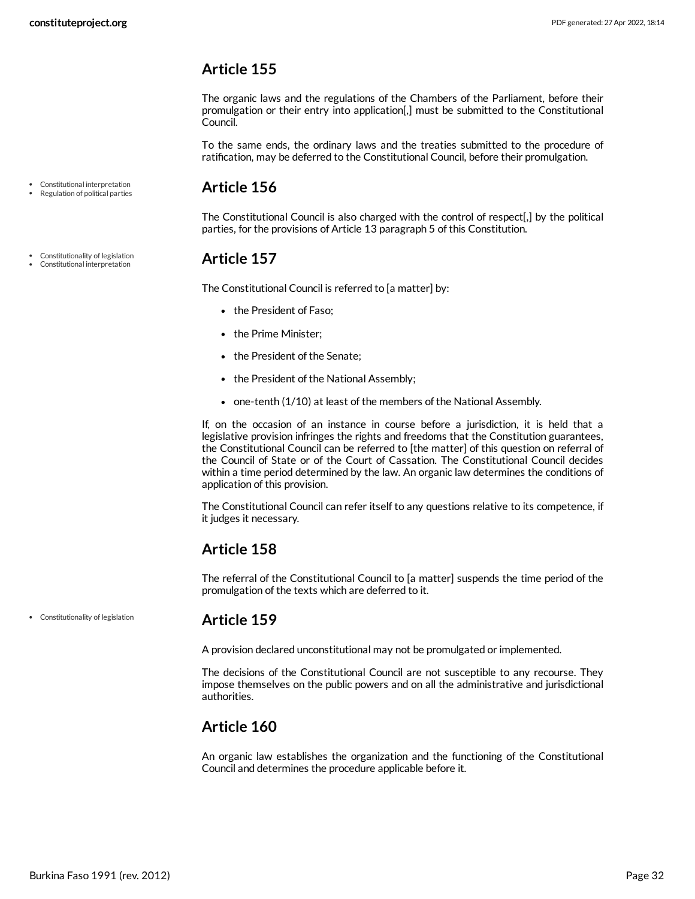## Article 155

The organic laws and the regulations of the Chambers of the Parliament, before their promulgation or their entry into application[,] must be submitted to the Constitutional Council.

To the same ends, the ordinary laws and the treaties submitted to the procedure of ratification, may be deferred to the Constitutional Council, before their promulgation.

- Constitutional interpretation
- Regulation of political parties

## Article 156

The Constitutional Council is also charged with the control of respect[,] by the political parties, for the provisions of Article 13 paragraph 5 of this Constitution.

- Constitutionality of legislation
- Constitutional interpretation

## Article 157

The Constitutional Council is referred to [a matter] by:

- the President of Faso;
- the Prime Minister;
- the President of the Senate;
- the President of the National Assembly;
- one-tenth (1/10) at least of the members of the National Assembly.

If, on the occasion of an instance in course before a jurisdiction, it is held that a legislative provision infringes the rights and freedoms that the Constitution guarantees, the Constitutional Council can be referred to [the matter] of this question on referral of the Council of State or of the Court of Cassation. The Constitutional Council decides within a time period determined by the law. An organic law determines the conditions of application of this provision.

The Constitutional Council can refer itself to any questions relative to its competence, if it judges it necessary.

## Article 158

The referral of the Constitutional Council to [a matter] suspends the time period of the promulgation of the texts which are deferred to it.

- Constitutionality of legislation

## Article 159

A provision declared unconstitutional may not be promulgated or implemented.

The decisions of the Constitutional Council are not susceptible to any recourse. They impose themselves on the public powers and on all the administrative and jurisdictional authorities.

## Article 160

An organic law establishes the organization and the functioning of the Constitutional Council and determines the procedure applicable before it.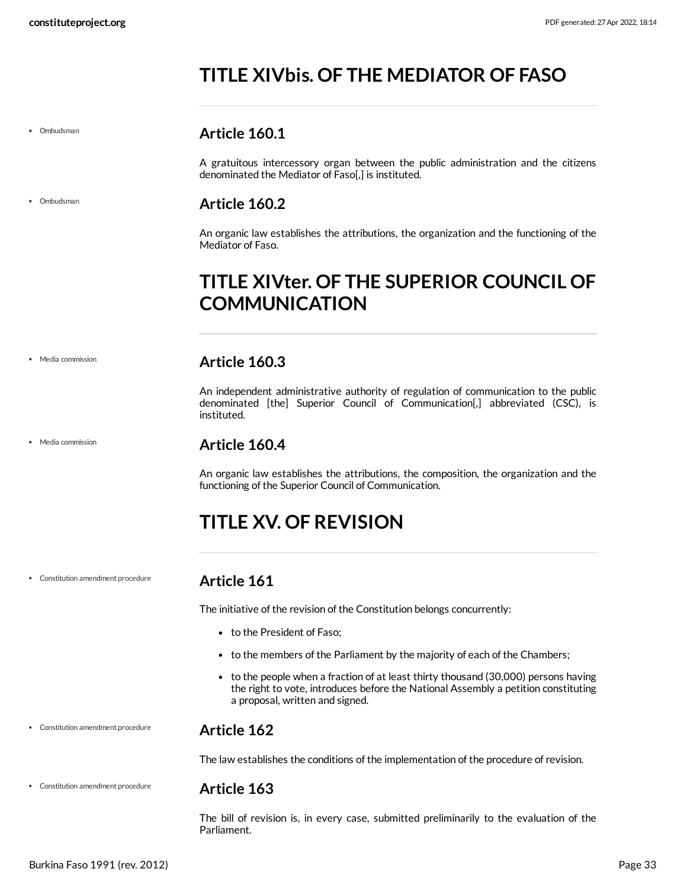# TITLE XIVbis. OF THE MEDIATOR OF FASO

- Ombudsman

### Article 160.1

A gratuitous intercessory organ between the public administration and the citizens denominated the Mediator of Faso[,] is instituted.

- Ombudsman

### Article 160.2

An organic law establishes the attributions, the organization and the functioning of the Mediator of Faso.

# TITLE XIVter. OF THE SUPERIOR COUNCIL OF COMMUNICATION

- Media commission

### Article 160.3

An independent administrative authority of regulation of communication to the public denominated [the] Superior Council of Communication[,] abbreviated (CSC), is instituted.

- Media commission

### Article 160.4

An organic law establishes the attributions, the composition, the organization and the functioning of the Superior Council of Communication.

# TITLE XV. OF REVISION

- Constitution amendment procedure

### Article 161

The initiative of the revision of the Constitution belongs concurrently:

- to the President of Faso;
- to the members of the Parliament by the majority of each of the Chambers;
- to the people when a fraction of at least thirty thousand (30,000) persons having the right to vote, introduces before the National Assembly a petition constituting a proposal, written and signed.

- Constitution amendment procedure

### Article 162

The law establishes the conditions of the implementation of the procedure of revision.

- Constitution amendment procedure

### Article 163

The bill of revision is, in every case, submitted preliminarily to the evaluation of the Parliament.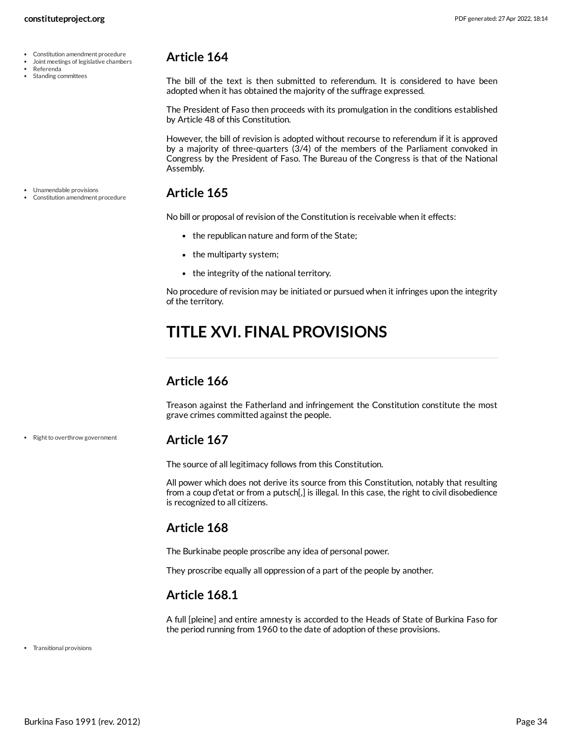## Article 164

The bill of the text is then submitted to referendum. It is considered to have been adopted when it has obtained the majority of the suffrage expressed.

The President of Faso then proceeds with its promulgation in the conditions established by Article 48 of this Constitution.

However, the bill of revision is adopted without recourse to referendum if it is approved by a majority of three-quarters (3/4) of the members of the Parliament convoked in Congress by the President of Faso. The Bureau of the Congress is that of the National Assembly.

## Article 165

No bill or proposal of revision of the Constitution is receivable when it effects:

- the republican nature and form of the State;
- the multiparty system;
- the integrity of the national territory.

No procedure of revision may be initiated or pursued when it infringes upon the integrity of the territory.

# TITLE XVI. FINAL PROVISIONS

## Article 166

Treason against the Fatherland and infringement the Constitution constitute the most grave crimes committed against the people.

## Article 167

The source of all legitimacy follows from this Constitution.

All power which does not derive its source from this Constitution, notably that resulting from a coup d'etat or from a putsch[,] is illegal. In this case, the right to civil disobedience is recognized to all citizens.

## Article 168

The Burkinabe people proscribe any idea of personal power.

They proscribe equally all oppression of a part of the people by another.

## Article 168.1

A full [pleine] and entire amnesty is accorded to the Heads of State of Burkina Faso for the period running from 1960 to the date of adoption of these provisions.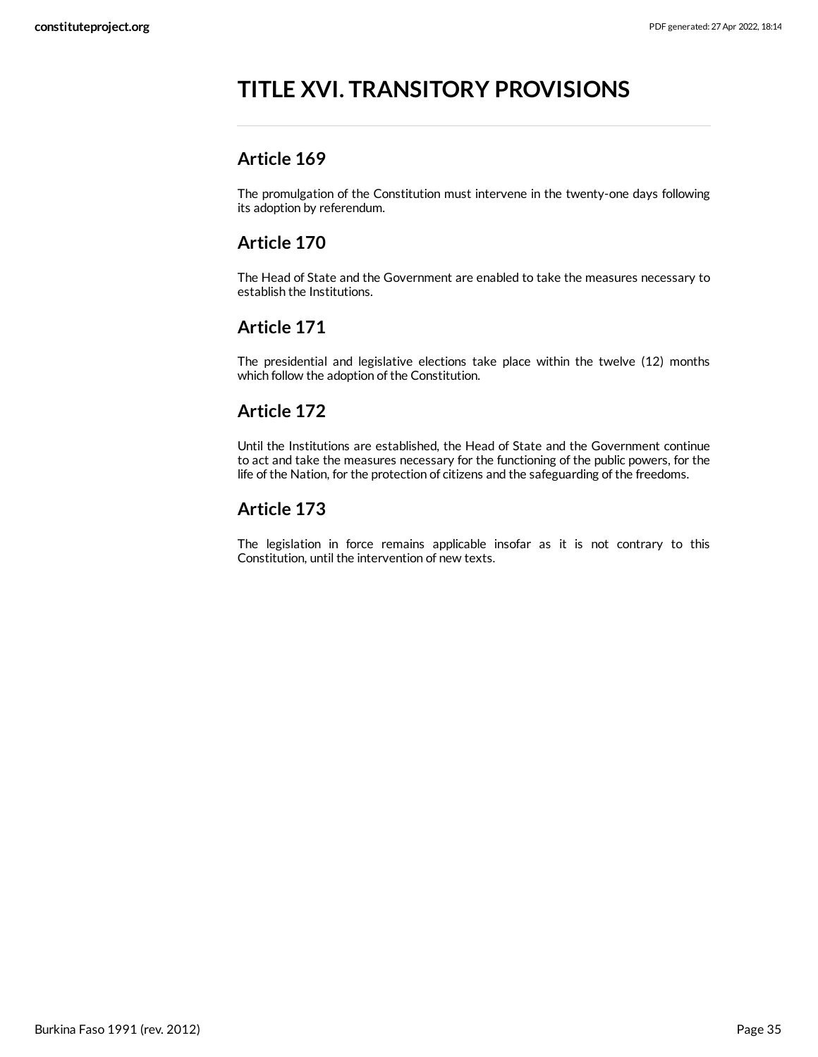# TITLE XVI. TRANSITORY PROVISIONS

## Article 169

The promulgation of the Constitution must intervene in the twenty-one days following its adoption by referendum.

## Article 170

The Head of State and the Government are enabled to take the measures necessary to establish the Institutions.

## Article 171

The presidential and legislative elections take place within the twelve (12) months which follow the adoption of the Constitution.

## Article 172

Until the Institutions are established, the Head of State and the Government continue to act and take the measures necessary for the functioning of the public powers, for the life of the Nation, for the protection of citizens and the safeguarding of the freedoms.

## Article 173

The legislation in force remains applicable insofar as it is not contrary to this Constitution, until the intervention of new texts.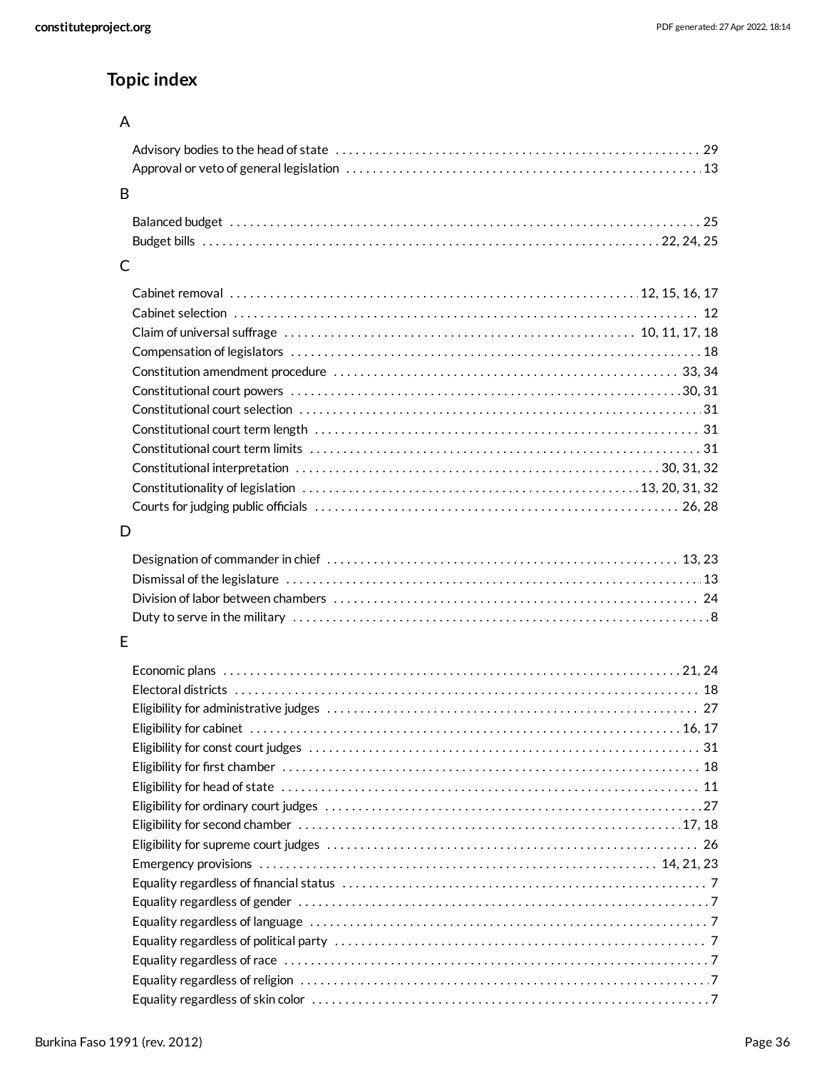## Topic index

### A

- Advisory bodies to the head of state . . . . . . . . . . 29
- Approval or veto of general legislation . . . . . . . . . . 13

### B

- Balanced budget . . . . . . . . . . 25
- Budget bills . . . . . . . . . . 22, 24, 25

### C

- Cabinet removal . . . . . . . . . . 12, 15, 16, 17
- Cabinet selection . . . . . . . . . . 12
- Claim of universal suffrage . . . . . . . . . . 10, 11, 17, 18
- Compensation of legislators . . . . . . . . . . 18
- Constitution amendment procedure . . . . . . . . . . 33, 34
- Constitutional court powers . . . . . . . . . . 30, 31
- Constitutional court selection . . . . . . . . . . 31
- Constitutional court term length . . . . . . . . . . 31
- Constitutional court term limits . . . . . . . . . . 31
- Constitutional interpretation . . . . . . . . . . 30, 31, 32
- Constitutionality of legislation . . . . . . . . . . 13, 20, 31, 32
- Courts for judging public officials . . . . . . . . . . 26, 28

### D

- Designation of commander in chief . . . . . . . . . . 13, 23
- Dismissal of the legislature . . . . . . . . . . 13
- Division of labor between chambers . . . . . . . . . . 24
- Duty to serve in the military . . . . . . . . . . 8

### E

- Economic plans . . . . . . . . . . 21, 24
- Electoral districts . . . . . . . . . . 18
- Eligibility for administrative judges . . . . . . . . . . 27
- Eligibility for cabinet . . . . . . . . . . 16, 17
- Eligibility for const court judges . . . . . . . . . . 31
- Eligibility for first chamber . . . . . . . . . . 18
- Eligibility for head of state . . . . . . . . . . 11
- Eligibility for ordinary court judges . . . . . . . . . . 27
- Eligibility for second chamber . . . . . . . . . . 17, 18
- Eligibility for supreme court judges . . . . . . . . . . 26
- Emergency provisions . . . . . . . . . . 14, 21, 23
- Equality regardless of financial status . . . . . . . . . . 7
- Equality regardless of gender . . . . . . . . . . 7
- Equality regardless of language . . . . . . . . . . 7
- Equality regardless of political party . . . . . . . . . . 7
- Equality regardless of race . . . . . . . . . . 7
- Equality regardless of religion . . . . . . . . . . 7
- Equality regardless of skin color . . . . . . . . . . 7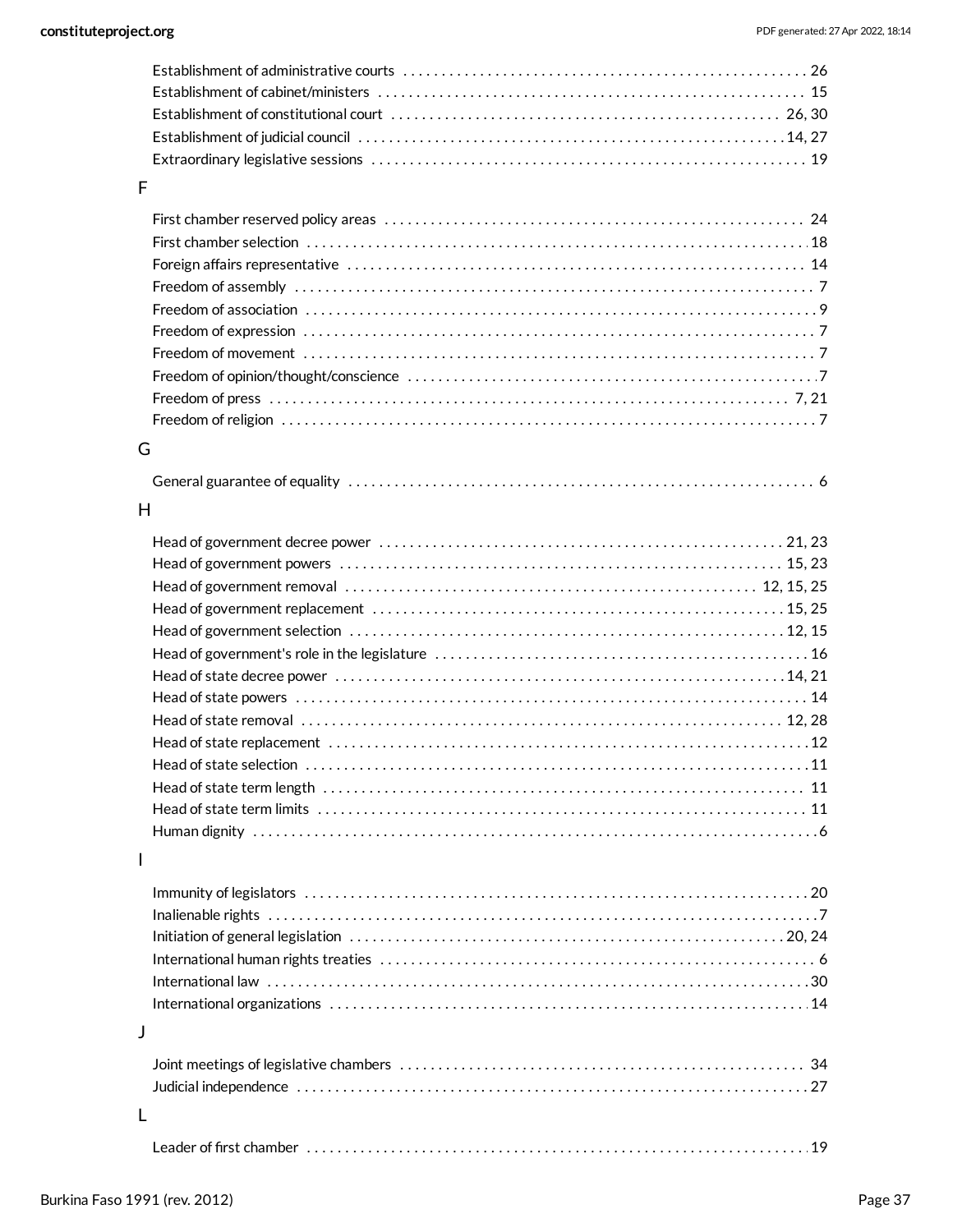Establishment of administrative courts . . . . . . . . . . . . . . . . . . . . . . . . . . . . . . . . . . . . . . . . . . . . . . . . . . . . 26
Establishment of cabinet/ministers . . . . . . . . . . . . . . . . . . . . . . . . . . . . . . . . . . . . . . . . . . . . . . . . . . . . . . 15
Establishment of constitutional court . . . . . . . . . . . . . . . . . . . . . . . . . . . . . . . . . . . . . . . . . . . . . . . . . . 26, 30
Establishment of judicial council . . . . . . . . . . . . . . . . . . . . . . . . . . . . . . . . . . . . . . . . . . . . . . . . . . . . . . 14, 27
Extraordinary legislative sessions . . . . . . . . . . . . . . . . . . . . . . . . . . . . . . . . . . . . . . . . . . . . . . . . . . . . . . 19

## F

First chamber reserved policy areas . . . . . . . . . . . . . . . . . . . . . . . . . . . . . . . . . . . . . . . . . . . . . . . . . . . . . 24
First chamber selection . . . . . . . . . . . . . . . . . . . . . . . . . . . . . . . . . . . . . . . . . . . . . . . . . . . . . . . . . . . . . . 18
Foreign affairs representative . . . . . . . . . . . . . . . . . . . . . . . . . . . . . . . . . . . . . . . . . . . . . . . . . . . . . . . . . 14
Freedom of assembly . . . . . . . . . . . . . . . . . . . . . . . . . . . . . . . . . . . . . . . . . . . . . . . . . . . . . . . . . . . . . . . . 7
Freedom of association . . . . . . . . . . . . . . . . . . . . . . . . . . . . . . . . . . . . . . . . . . . . . . . . . . . . . . . . . . . . . . . 9
Freedom of expression . . . . . . . . . . . . . . . . . . . . . . . . . . . . . . . . . . . . . . . . . . . . . . . . . . . . . . . . . . . . . . . 7
Freedom of movement . . . . . . . . . . . . . . . . . . . . . . . . . . . . . . . . . . . . . . . . . . . . . . . . . . . . . . . . . . . . . . . 7
Freedom of opinion/thought/conscience . . . . . . . . . . . . . . . . . . . . . . . . . . . . . . . . . . . . . . . . . . . . . . . . . . . 7
Freedom of press . . . . . . . . . . . . . . . . . . . . . . . . . . . . . . . . . . . . . . . . . . . . . . . . . . . . . . . . . . . . . . . . . 7, 21
Freedom of religion . . . . . . . . . . . . . . . . . . . . . . . . . . . . . . . . . . . . . . . . . . . . . . . . . . . . . . . . . . . . . . . . . 7

## G

General guarantee of equality . . . . . . . . . . . . . . . . . . . . . . . . . . . . . . . . . . . . . . . . . . . . . . . . . . . . . . . . . 6

## H

Head of government decree power . . . . . . . . . . . . . . . . . . . . . . . . . . . . . . . . . . . . . . . . . . . . . . . . . . . 21, 23
Head of government powers . . . . . . . . . . . . . . . . . . . . . . . . . . . . . . . . . . . . . . . . . . . . . . . . . . . . . . . . 15, 23
Head of government removal . . . . . . . . . . . . . . . . . . . . . . . . . . . . . . . . . . . . . . . . . . . . . . . . . . . . . 12, 15, 25
Head of government replacement . . . . . . . . . . . . . . . . . . . . . . . . . . . . . . . . . . . . . . . . . . . . . . . . . . . . 15, 25
Head of government selection . . . . . . . . . . . . . . . . . . . . . . . . . . . . . . . . . . . . . . . . . . . . . . . . . . . . . . . 12, 15
Head of government's role in the legislature . . . . . . . . . . . . . . . . . . . . . . . . . . . . . . . . . . . . . . . . . . . . . . . 16
Head of state decree power . . . . . . . . . . . . . . . . . . . . . . . . . . . . . . . . . . . . . . . . . . . . . . . . . . . . . . . . . 14, 21
Head of state powers . . . . . . . . . . . . . . . . . . . . . . . . . . . . . . . . . . . . . . . . . . . . . . . . . . . . . . . . . . . . . . . . 14
Head of state removal . . . . . . . . . . . . . . . . . . . . . . . . . . . . . . . . . . . . . . . . . . . . . . . . . . . . . . . . . . . . . 12, 28
Head of state replacement . . . . . . . . . . . . . . . . . . . . . . . . . . . . . . . . . . . . . . . . . . . . . . . . . . . . . . . . . . . . 12
Head of state selection . . . . . . . . . . . . . . . . . . . . . . . . . . . . . . . . . . . . . . . . . . . . . . . . . . . . . . . . . . . . . . . 11
Head of state term length . . . . . . . . . . . . . . . . . . . . . . . . . . . . . . . . . . . . . . . . . . . . . . . . . . . . . . . . . . . . 11
Head of state term limits . . . . . . . . . . . . . . . . . . . . . . . . . . . . . . . . . . . . . . . . . . . . . . . . . . . . . . . . . . . . . 11
Human dignity . . . . . . . . . . . . . . . . . . . . . . . . . . . . . . . . . . . . . . . . . . . . . . . . . . . . . . . . . . . . . . . . . . . . 6

## I

Immunity of legislators . . . . . . . . . . . . . . . . . . . . . . . . . . . . . . . . . . . . . . . . . . . . . . . . . . . . . . . . . . . . . . 20
Inalienable rights . . . . . . . . . . . . . . . . . . . . . . . . . . . . . . . . . . . . . . . . . . . . . . . . . . . . . . . . . . . . . . . . . . 7
Initiation of general legislation . . . . . . . . . . . . . . . . . . . . . . . . . . . . . . . . . . . . . . . . . . . . . . . . . . . . . . . 20, 24
International human rights treaties . . . . . . . . . . . . . . . . . . . . . . . . . . . . . . . . . . . . . . . . . . . . . . . . . . . . . . 6
International law . . . . . . . . . . . . . . . . . . . . . . . . . . . . . . . . . . . . . . . . . . . . . . . . . . . . . . . . . . . . . . . . . . 30
International organizations . . . . . . . . . . . . . . . . . . . . . . . . . . . . . . . . . . . . . . . . . . . . . . . . . . . . . . . . . . 14

## J

Joint meetings of legislative chambers . . . . . . . . . . . . . . . . . . . . . . . . . . . . . . . . . . . . . . . . . . . . . . . . . . . 34
Judicial independence . . . . . . . . . . . . . . . . . . . . . . . . . . . . . . . . . . . . . . . . . . . . . . . . . . . . . . . . . . . . . . 27

## L

Leader of first chamber . . . . . . . . . . . . . . . . . . . . . . . . . . . . . . . . . . . . . . . . . . . . . . . . . . . . . . . . . . . . . 19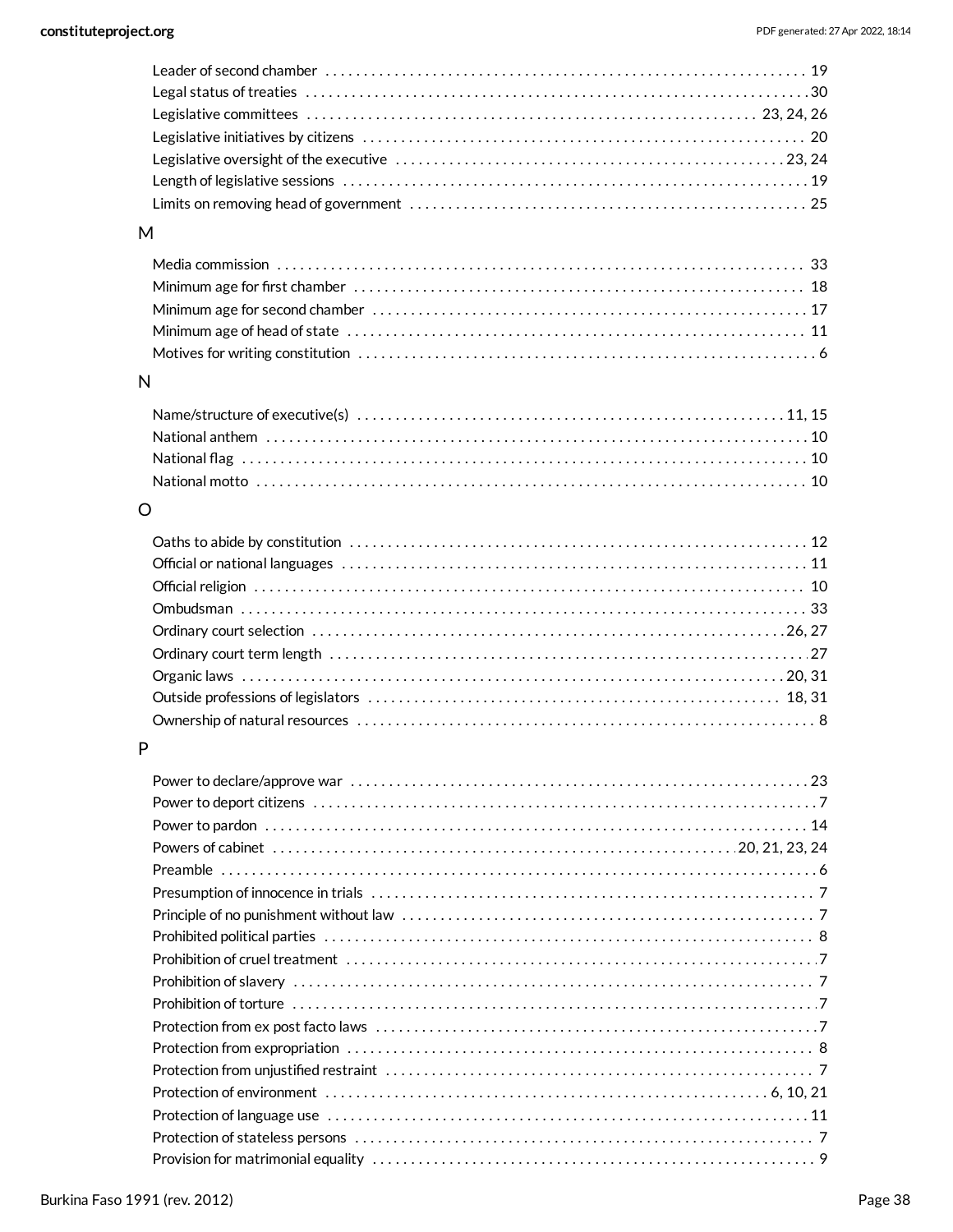- Leader of second chamber ... 19
- Legal status of treaties ... 30
- Legislative committees ... 23, 24, 26
- Legislative initiatives by citizens ... 20
- Legislative oversight of the executive ... 23, 24
- Length of legislative sessions ... 19
- Limits on removing head of government ... 25

## M

- Media commission ... 33
- Minimum age for first chamber ... 18
- Minimum age for second chamber ... 17
- Minimum age of head of state ... 11
- Motives for writing constitution ... 6

## N

- Name/structure of executive(s) ... 11, 15
- National anthem ... 10
- National flag ... 10
- National motto ... 10

## O

- Oaths to abide by constitution ... 12
- Official or national languages ... 11
- Official religion ... 10
- Ombudsman ... 33
- Ordinary court selection ... 26, 27
- Ordinary court term length ... 27
- Organic laws ... 20, 31
- Outside professions of legislators ... 18, 31
- Ownership of natural resources ... 8

## P

- Power to declare/approve war ... 23
- Power to deport citizens ... 7
- Power to pardon ... 14
- Powers of cabinet ... 20, 21, 23, 24
- Preamble ... 6
- Presumption of innocence in trials ... 7
- Principle of no punishment without law ... 7
- Prohibited political parties ... 8
- Prohibition of cruel treatment ... 7
- Prohibition of slavery ... 7
- Prohibition of torture ... 7
- Protection from ex post facto laws ... 7
- Protection from expropriation ... 8
- Protection from unjustified restraint ... 7
- Protection of environment ... 6, 10, 21
- Protection of language use ... 11
- Protection of stateless persons ... 7
- Provision for matrimonial equality ... 9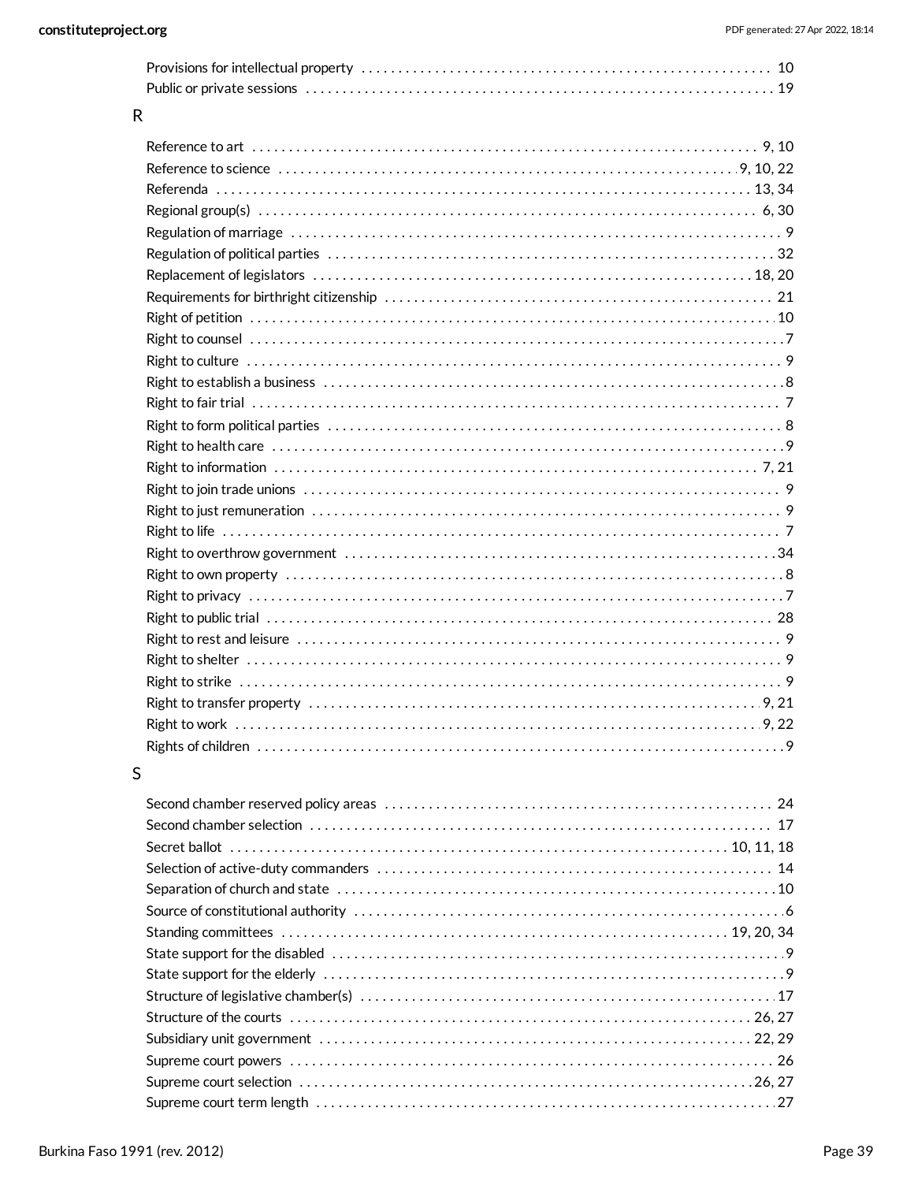Provisions for intellectual property . . . . . . . . . . 10
Public or private sessions . . . . . . . . . . 19

R

Reference to art . . . . . . . . . . 9, 10
Reference to science . . . . . . . . . . 9, 10, 22
Referenda . . . . . . . . . . 13, 34
Regional group(s) . . . . . . . . . . 6, 30
Regulation of marriage . . . . . . . . . . 9
Regulation of political parties . . . . . . . . . . 32
Replacement of legislators . . . . . . . . . . 18, 20
Requirements for birthright citizenship . . . . . . . . . . 21
Right of petition . . . . . . . . . . 10
Right to counsel . . . . . . . . . . 7
Right to culture . . . . . . . . . . 9
Right to establish a business . . . . . . . . . . 8
Right to fair trial . . . . . . . . . . 7
Right to form political parties . . . . . . . . . . 8
Right to health care . . . . . . . . . . 9
Right to information . . . . . . . . . . 7, 21
Right to join trade unions . . . . . . . . . . 9
Right to just remuneration . . . . . . . . . . 9
Right to life . . . . . . . . . . 7
Right to overthrow government . . . . . . . . . . 34
Right to own property . . . . . . . . . . 8
Right to privacy . . . . . . . . . . 7
Right to public trial . . . . . . . . . . 28
Right to rest and leisure . . . . . . . . . . 9
Right to shelter . . . . . . . . . . 9
Right to strike . . . . . . . . . . 9
Right to transfer property . . . . . . . . . . 9, 21
Right to work . . . . . . . . . . 9, 22
Rights of children . . . . . . . . . . 9

S

Second chamber reserved policy areas . . . . . . . . . . 24
Second chamber selection . . . . . . . . . . 17
Secret ballot . . . . . . . . . . 10, 11, 18
Selection of active-duty commanders . . . . . . . . . . 14
Separation of church and state . . . . . . . . . . 10
Source of constitutional authority . . . . . . . . . . 6
Standing committees . . . . . . . . . . 19, 20, 34
State support for the disabled . . . . . . . . . . 9
State support for the elderly . . . . . . . . . . 9
Structure of legislative chamber(s) . . . . . . . . . . 17
Structure of the courts . . . . . . . . . . 26, 27
Subsidiary unit government . . . . . . . . . . 22, 29
Supreme court powers . . . . . . . . . . 26
Supreme court selection . . . . . . . . . . 26, 27
Supreme court term length . . . . . . . . . . 27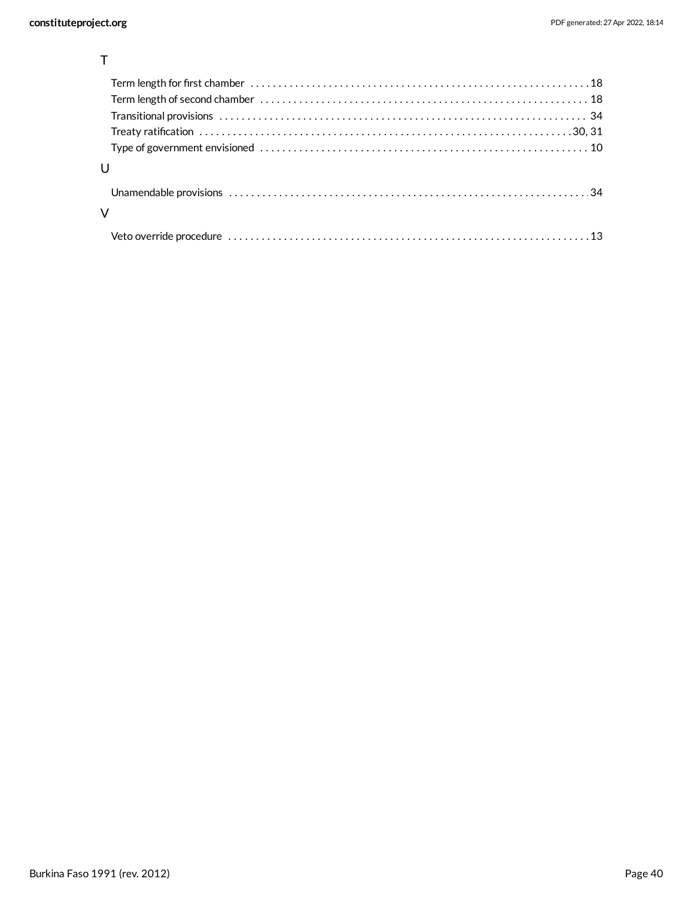## T

- Term length for first chamber . . . . . . . . . . . . . . . . . . . . . . . . . . . . . . . . . . . . . . . . . . . . . . . . . . . . . . . . . . . . . 18
- Term length of second chamber . . . . . . . . . . . . . . . . . . . . . . . . . . . . . . . . . . . . . . . . . . . . . . . . . . . . . . . . . . . . 18
- Transitional provisions . . . . . . . . . . . . . . . . . . . . . . . . . . . . . . . . . . . . . . . . . . . . . . . . . . . . . . . . . . . . . . . . . . 34
- Treaty ratification . . . . . . . . . . . . . . . . . . . . . . . . . . . . . . . . . . . . . . . . . . . . . . . . . . . . . . . . . . . . . . . . . . . 30, 31
- Type of government envisioned . . . . . . . . . . . . . . . . . . . . . . . . . . . . . . . . . . . . . . . . . . . . . . . . . . . . . . . . . . . . 10

## U

- Unamendable provisions . . . . . . . . . . . . . . . . . . . . . . . . . . . . . . . . . . . . . . . . . . . . . . . . . . . . . . . . . . . . . . . . . . 34

## V

- Veto override procedure . . . . . . . . . . . . . . . . . . . . . . . . . . . . . . . . . . . . . . . . . . . . . . . . . . . . . . . . . . . . . . . . . . 13